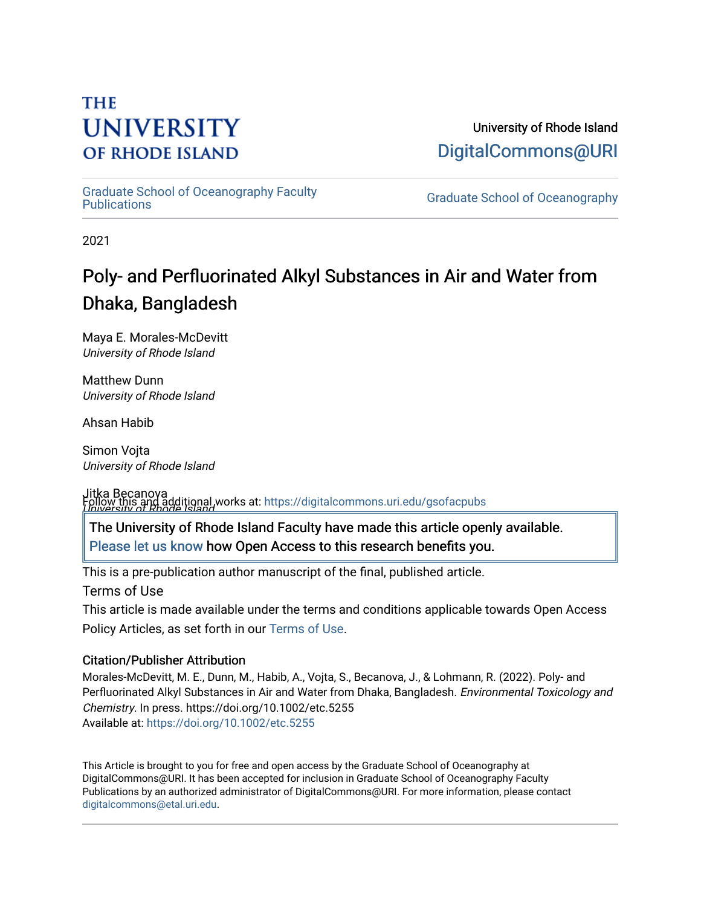THE UNIVERSITY OF RHODE ISLAND

University of Rhode Island
DigitalCommons@URI

Graduate School of Oceanography Faculty Publications

Graduate School of Oceanography

2021

# Poly- and Perfluorinated Alkyl Substances in Air and Water from Dhaka, Bangladesh

Maya E. Morales-McDevitt
*University of Rhode Island*

Matthew Dunn
*University of Rhode Island*

Ahsan Habib

Simon Vojta
*University of Rhode Island*

Jitka Becanova
*University of Rhode Island*

Follow this and additional works at: https://digitalcommons.uri.edu/gsofacpubs

The University of Rhode Island Faculty have made this article openly available. Please let us know how Open Access to this research benefits you.

This is a pre-publication author manuscript of the final, published article.

Terms of Use

This article is made available under the terms and conditions applicable towards Open Access Policy Articles, as set forth in our Terms of Use.

### Citation/Publisher Attribution

Morales-McDevitt, M. E., Dunn, M., Habib, A., Vojta, S., Becanova, J., & Lohmann, R. (2022). Poly- and Perfluorinated Alkyl Substances in Air and Water from Dhaka, Bangladesh. *Environmental Toxicology and Chemistry*. In press. https://doi.org/10.1002/etc.5255
Available at: https://doi.org/10.1002/etc.5255

This Article is brought to you for free and open access by the Graduate School of Oceanography at DigitalCommons@URI. It has been accepted for inclusion in Graduate School of Oceanography Faculty Publications by an authorized administrator of DigitalCommons@URI. For more information, please contact digitalcommons@etal.uri.edu.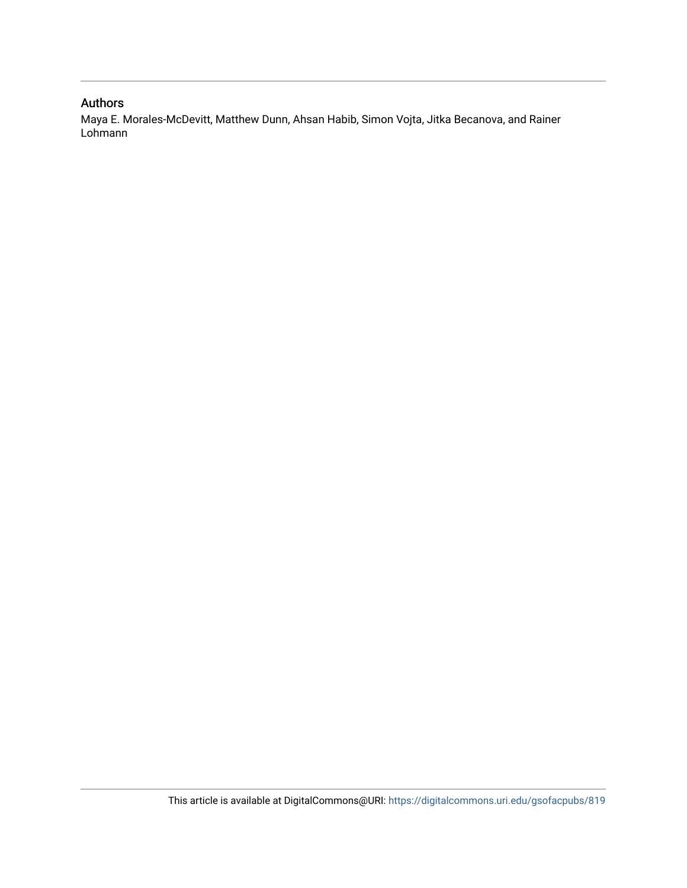## Authors

Maya E. Morales-McDevitt, Matthew Dunn, Ahsan Habib, Simon Vojta, Jitka Becanova, and Rainer Lohmann

This article is available at DigitalCommons@URI: https://digitalcommons.uri.edu/gsofacpubs/819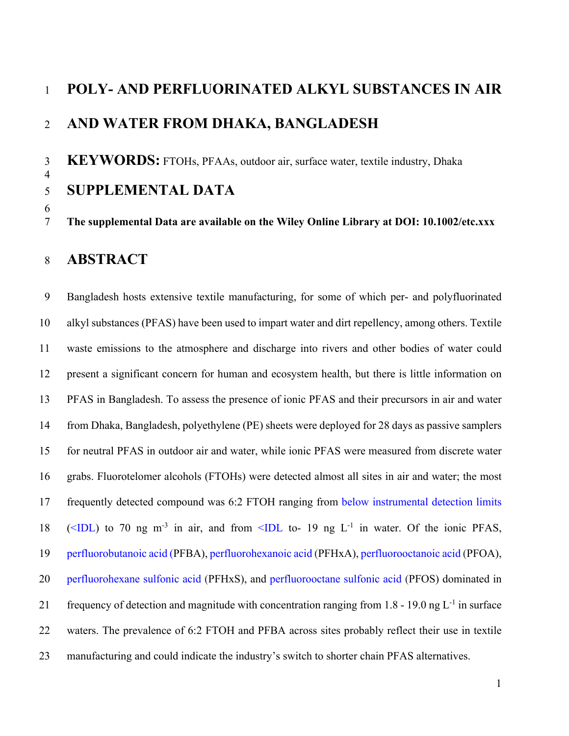# POLY- AND PERFLUORINATED ALKYL SUBSTANCES IN AIR AND WATER FROM DHAKA, BANGLADESH

**KEYWORDS:** FTOHs, PFAAs, outdoor air, surface water, textile industry, Dhaka

## SUPPLEMENTAL DATA

**The supplemental Data are available on the Wiley Online Library at DOI: 10.1002/etc.xxx**

## ABSTRACT

Bangladesh hosts extensive textile manufacturing, for some of which per- and polyfluorinated alkyl substances (PFAS) have been used to impart water and dirt repellency, among others. Textile waste emissions to the atmosphere and discharge into rivers and other bodies of water could present a significant concern for human and ecosystem health, but there is little information on PFAS in Bangladesh. To assess the presence of ionic PFAS and their precursors in air and water from Dhaka, Bangladesh, polyethylene (PE) sheets were deployed for 28 days as passive samplers for neutral PFAS in outdoor air and water, while ionic PFAS were measured from discrete water grabs. Fluorotelomer alcohols (FTOHs) were detected almost all sites in air and water; the most frequently detected compound was 6:2 FTOH ranging from below instrumental detection limits (<IDL) to 70 ng $m^{-3}$ in air, and from <IDL to- 19 ng $L^{-1}$ in water. Of the ionic PFAS, perfluorobutanoic acid (PFBA), perfluorohexanoic acid (PFHxA), perfluorooctanoic acid (PFOA), perfluorohexane sulfonic acid (PFHxS), and perfluorooctane sulfonic acid (PFOS) dominated in frequency of detection and magnitude with concentration ranging from 1.8 - 19.0 ng $L^{-1}$ in surface waters. The prevalence of 6:2 FTOH and PFBA across sites probably reflect their use in textile manufacturing and could indicate the industry's switch to shorter chain PFAS alternatives.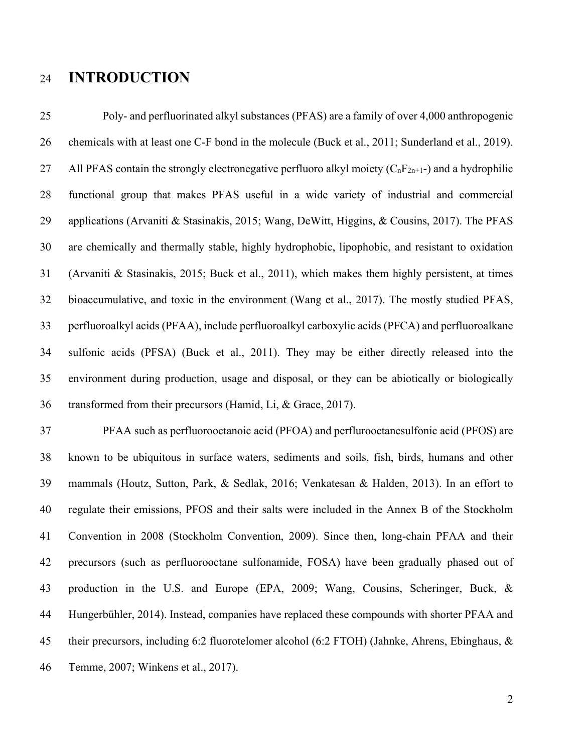# INTRODUCTION

Poly- and perfluorinated alkyl substances (PFAS) are a family of over 4,000 anthropogenic chemicals with at least one C-F bond in the molecule (Buck et al., 2011; Sunderland et al., 2019). All PFAS contain the strongly electronegative perfluoro alkyl moiety ($C_nF_{2n+1}$-) and a hydrophilic functional group that makes PFAS useful in a wide variety of industrial and commercial applications (Arvaniti & Stasinakis, 2015; Wang, DeWitt, Higgins, & Cousins, 2017). The PFAS are chemically and thermally stable, highly hydrophobic, lipophobic, and resistant to oxidation (Arvaniti & Stasinakis, 2015; Buck et al., 2011), which makes them highly persistent, at times bioaccumulative, and toxic in the environment (Wang et al., 2017). The mostly studied PFAS, perfluoroalkyl acids (PFAA), include perfluoroalkyl carboxylic acids (PFCA) and perfluoroalkane sulfonic acids (PFSA) (Buck et al., 2011). They may be either directly released into the environment during production, usage and disposal, or they can be abiotically or biologically transformed from their precursors (Hamid, Li, & Grace, 2017).

PFAA such as perfluorooctanoic acid (PFOA) and perflurooctanesulfonic acid (PFOS) are known to be ubiquitous in surface waters, sediments and soils, fish, birds, humans and other mammals (Houtz, Sutton, Park, & Sedlak, 2016; Venkatesan & Halden, 2013). In an effort to regulate their emissions, PFOS and their salts were included in the Annex B of the Stockholm Convention in 2008 (Stockholm Convention, 2009). Since then, long-chain PFAA and their precursors (such as perfluorooctane sulfonamide, FOSA) have been gradually phased out of production in the U.S. and Europe (EPA, 2009; Wang, Cousins, Scheringer, Buck, & Hungerbühler, 2014). Instead, companies have replaced these compounds with shorter PFAA and their precursors, including 6:2 fluorotelomer alcohol (6:2 FTOH) (Jahnke, Ahrens, Ebinghaus, & Temme, 2007; Winkens et al., 2017).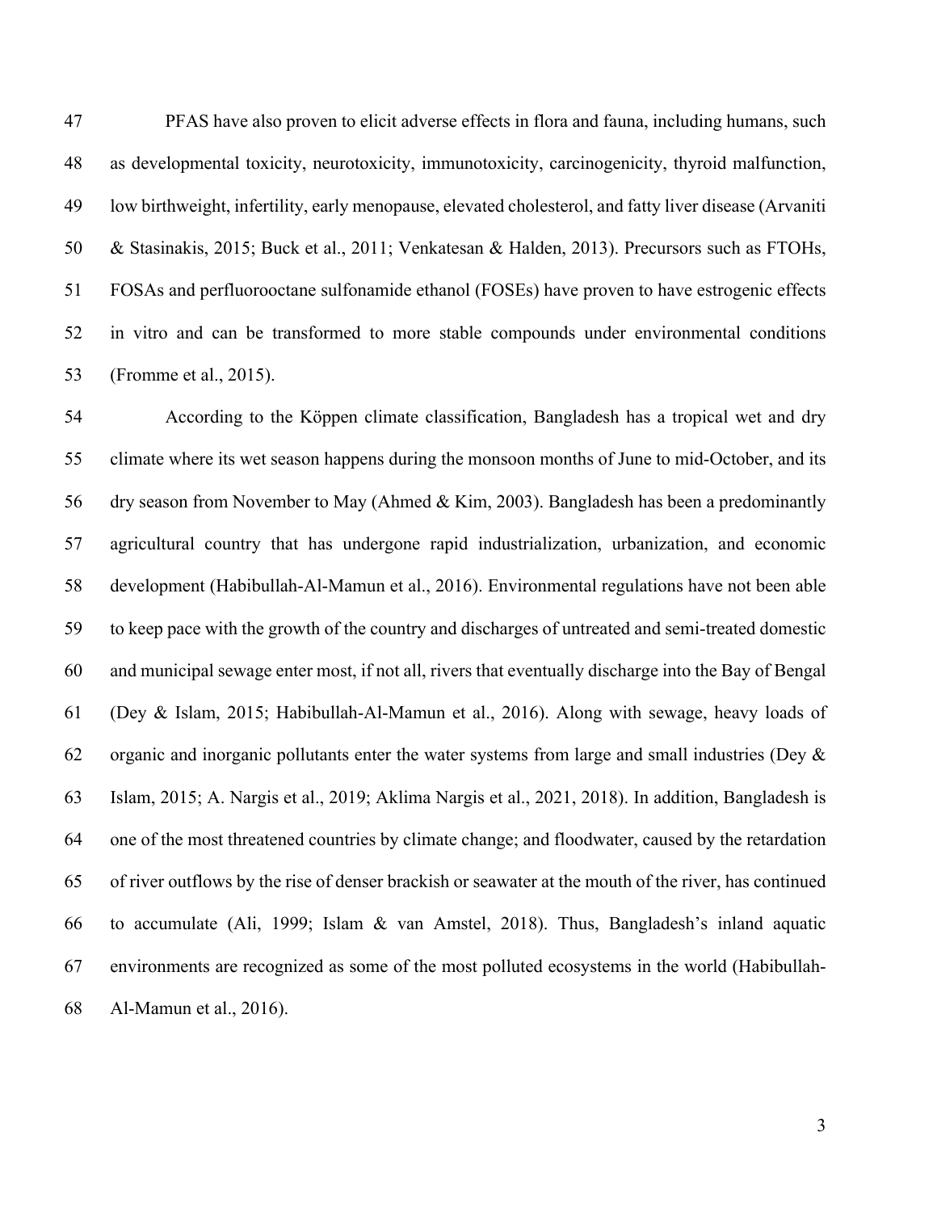PFAS have also proven to elicit adverse effects in flora and fauna, including humans, such as developmental toxicity, neurotoxicity, immunotoxicity, carcinogenicity, thyroid malfunction, low birthweight, infertility, early menopause, elevated cholesterol, and fatty liver disease (Arvaniti & Stasinakis, 2015; Buck et al., 2011; Venkatesan & Halden, 2013). Precursors such as FTOHs, FOSAs and perfluorooctane sulfonamide ethanol (FOSEs) have proven to have estrogenic effects in vitro and can be transformed to more stable compounds under environmental conditions (Fromme et al., 2015).

According to the Köppen climate classification, Bangladesh has a tropical wet and dry climate where its wet season happens during the monsoon months of June to mid-October, and its dry season from November to May (Ahmed & Kim, 2003). Bangladesh has been a predominantly agricultural country that has undergone rapid industrialization, urbanization, and economic development (Habibullah-Al-Mamun et al., 2016). Environmental regulations have not been able to keep pace with the growth of the country and discharges of untreated and semi-treated domestic and municipal sewage enter most, if not all, rivers that eventually discharge into the Bay of Bengal (Dey & Islam, 2015; Habibullah-Al-Mamun et al., 2016). Along with sewage, heavy loads of organic and inorganic pollutants enter the water systems from large and small industries (Dey & Islam, 2015; A. Nargis et al., 2019; Aklima Nargis et al., 2021, 2018). In addition, Bangladesh is one of the most threatened countries by climate change; and floodwater, caused by the retardation of river outflows by the rise of denser brackish or seawater at the mouth of the river, has continued to accumulate (Ali, 1999; Islam & van Amstel, 2018). Thus, Bangladesh's inland aquatic environments are recognized as some of the most polluted ecosystems in the world (Habibullah-Al-Mamun et al., 2016).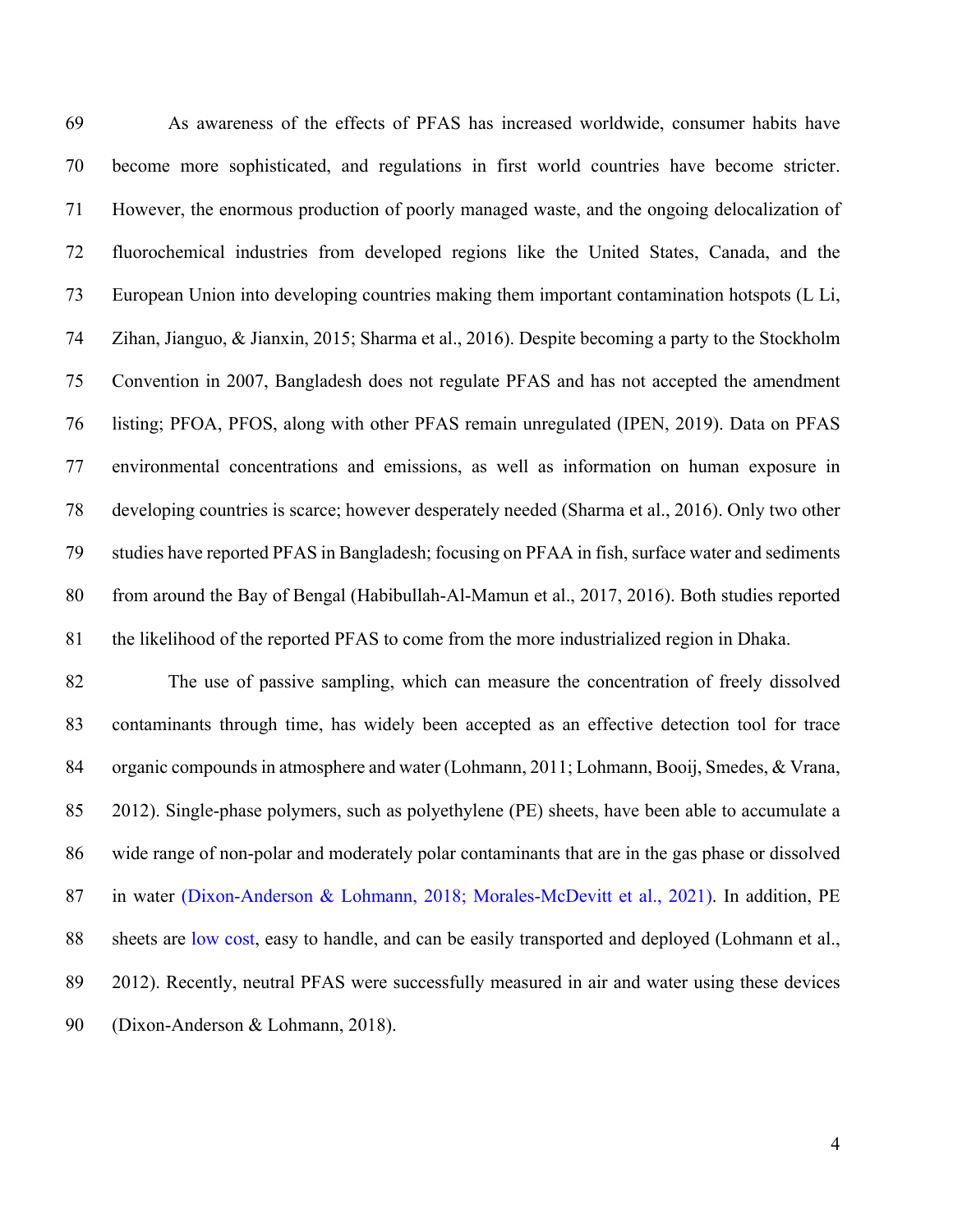As awareness of the effects of PFAS has increased worldwide, consumer habits have become more sophisticated, and regulations in first world countries have become stricter. However, the enormous production of poorly managed waste, and the ongoing delocalization of fluorochemical industries from developed regions like the United States, Canada, and the European Union into developing countries making them important contamination hotspots (L Li, Zihan, Jianguo, & Jianxin, 2015; Sharma et al., 2016). Despite becoming a party to the Stockholm Convention in 2007, Bangladesh does not regulate PFAS and has not accepted the amendment listing; PFOA, PFOS, along with other PFAS remain unregulated (IPEN, 2019). Data on PFAS environmental concentrations and emissions, as well as information on human exposure in developing countries is scarce; however desperately needed (Sharma et al., 2016). Only two other studies have reported PFAS in Bangladesh; focusing on PFAA in fish, surface water and sediments from around the Bay of Bengal (Habibullah-Al-Mamun et al., 2017, 2016). Both studies reported the likelihood of the reported PFAS to come from the more industrialized region in Dhaka.

The use of passive sampling, which can measure the concentration of freely dissolved contaminants through time, has widely been accepted as an effective detection tool for trace organic compounds in atmosphere and water (Lohmann, 2011; Lohmann, Booij, Smedes, & Vrana, 2012). Single-phase polymers, such as polyethylene (PE) sheets, have been able to accumulate a wide range of non-polar and moderately polar contaminants that are in the gas phase or dissolved in water (Dixon-Anderson & Lohmann, 2018; Morales-McDevitt et al., 2021). In addition, PE sheets are low cost, easy to handle, and can be easily transported and deployed (Lohmann et al., 2012). Recently, neutral PFAS were successfully measured in air and water using these devices (Dixon-Anderson & Lohmann, 2018).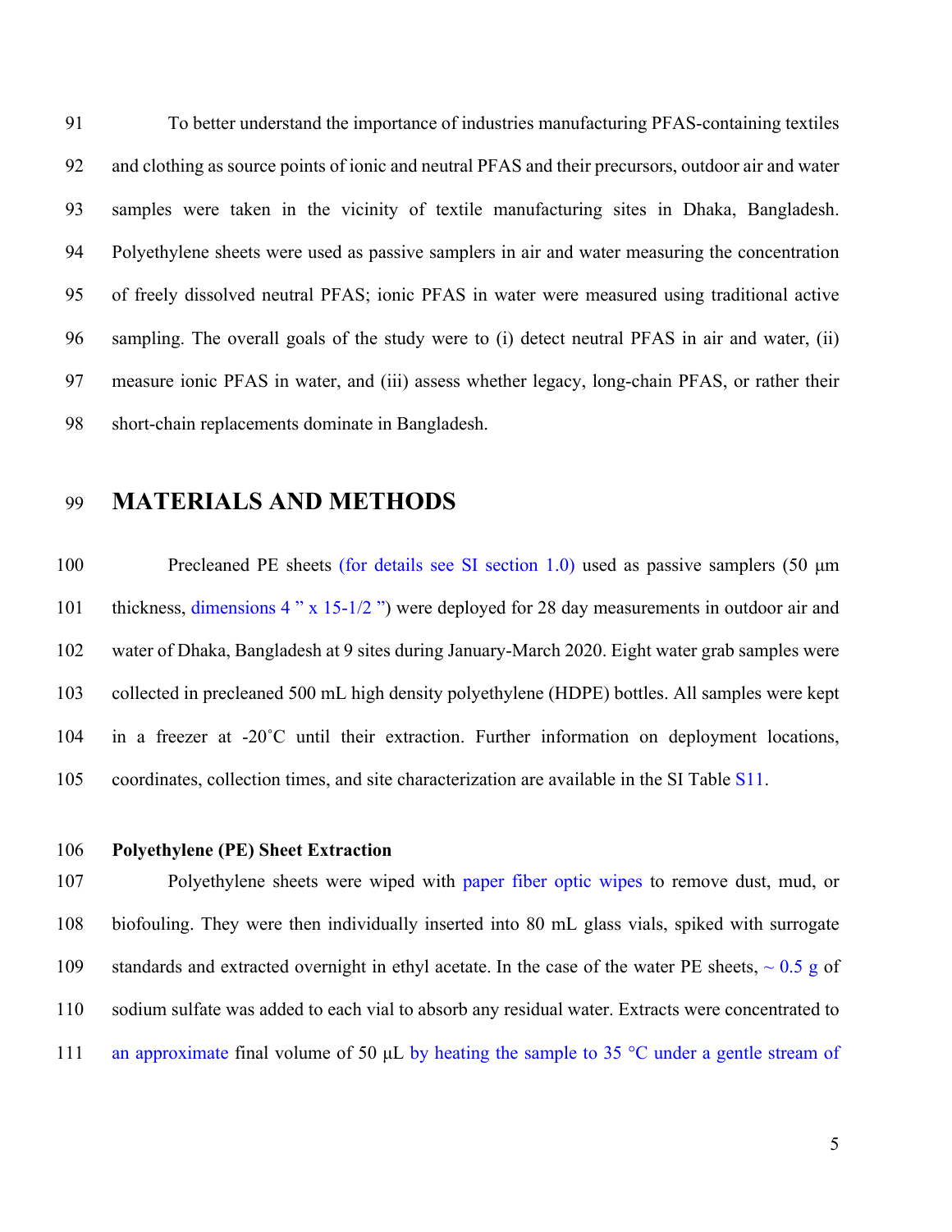To better understand the importance of industries manufacturing PFAS-containing textiles and clothing as source points of ionic and neutral PFAS and their precursors, outdoor air and water samples were taken in the vicinity of textile manufacturing sites in Dhaka, Bangladesh. Polyethylene sheets were used as passive samplers in air and water measuring the concentration of freely dissolved neutral PFAS; ionic PFAS in water were measured using traditional active sampling. The overall goals of the study were to (i) detect neutral PFAS in air and water, (ii) measure ionic PFAS in water, and (iii) assess whether legacy, long-chain PFAS, or rather their short-chain replacements dominate in Bangladesh.

# MATERIALS AND METHODS

Precleaned PE sheets (for details see SI section 1.0) used as passive samplers (50 μm thickness, dimensions 4 " x 15-1/2 ") were deployed for 28 day measurements in outdoor air and water of Dhaka, Bangladesh at 9 sites during January-March 2020. Eight water grab samples were collected in precleaned 500 mL high density polyethylene (HDPE) bottles. All samples were kept in a freezer at -20˚C until their extraction. Further information on deployment locations, coordinates, collection times, and site characterization are available in the SI Table S11.

**Polyethylene (PE) Sheet Extraction**

Polyethylene sheets were wiped with paper fiber optic wipes to remove dust, mud, or biofouling. They were then individually inserted into 80 mL glass vials, spiked with surrogate standards and extracted overnight in ethyl acetate. In the case of the water PE sheets, ~ 0.5 g of sodium sulfate was added to each vial to absorb any residual water. Extracts were concentrated to an approximate final volume of 50 μL by heating the sample to 35 °C under a gentle stream of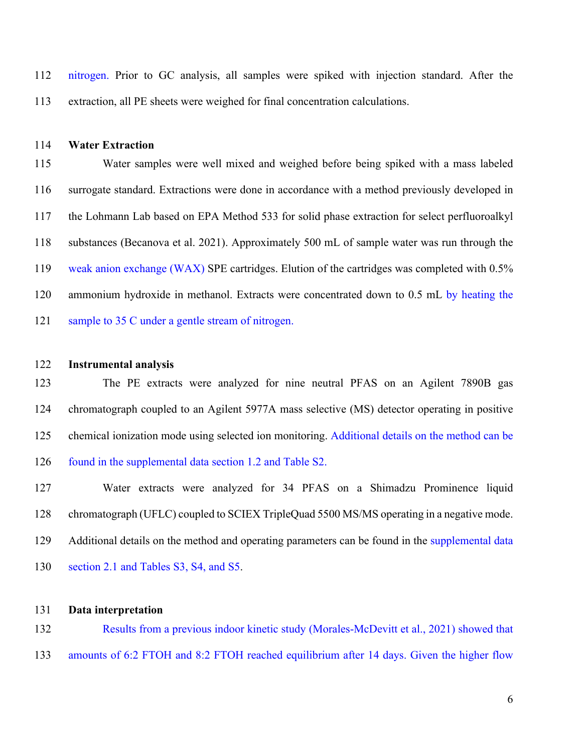nitrogen. Prior to GC analysis, all samples were spiked with injection standard. After the extraction, all PE sheets were weighed for final concentration calculations.

**Water Extraction**

Water samples were well mixed and weighed before being spiked with a mass labeled surrogate standard. Extractions were done in accordance with a method previously developed in the Lohmann Lab based on EPA Method 533 for solid phase extraction for select perfluoroalkyl substances (Becanova et al. 2021). Approximately 500 mL of sample water was run through the weak anion exchange (WAX) SPE cartridges. Elution of the cartridges was completed with 0.5% ammonium hydroxide in methanol. Extracts were concentrated down to 0.5 mL by heating the sample to 35 C under a gentle stream of nitrogen.

**Instrumental analysis**

The PE extracts were analyzed for nine neutral PFAS on an Agilent 7890B gas chromatograph coupled to an Agilent 5977A mass selective (MS) detector operating in positive chemical ionization mode using selected ion monitoring. Additional details on the method can be found in the supplemental data section 1.2 and Table S2.

Water extracts were analyzed for 34 PFAS on a Shimadzu Prominence liquid chromatograph (UFLC) coupled to SCIEX TripleQuad 5500 MS/MS operating in a negative mode. Additional details on the method and operating parameters can be found in the supplemental data section 2.1 and Tables S3, S4, and S5.

**Data interpretation**

Results from a previous indoor kinetic study (Morales-McDevitt et al., 2021) showed that amounts of 6:2 FTOH and 8:2 FTOH reached equilibrium after 14 days. Given the higher flow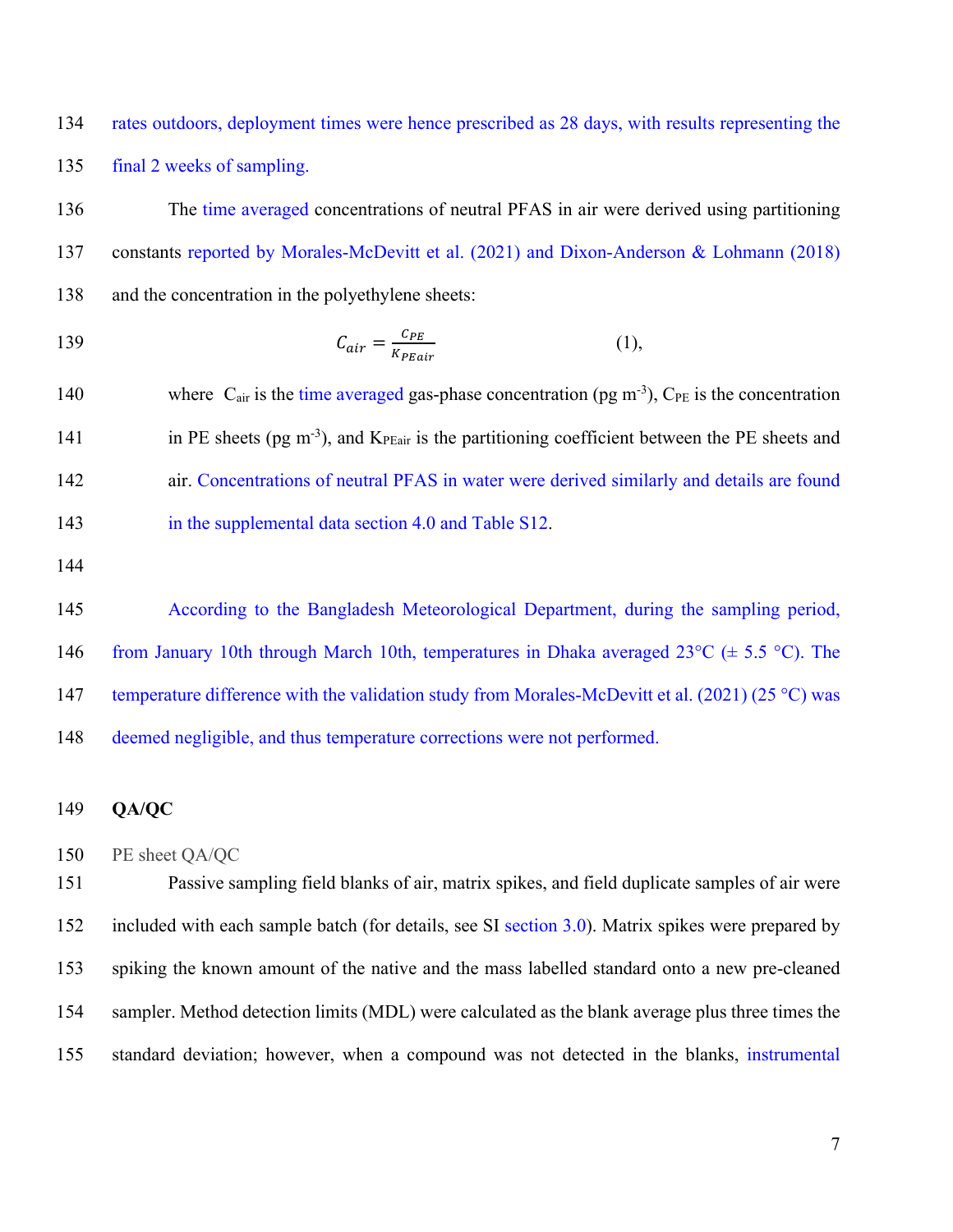rates outdoors, deployment times were hence prescribed as 28 days, with results representing the final 2 weeks of sampling.

The time averaged concentrations of neutral PFAS in air were derived using partitioning constants reported by Morales-McDevitt et al. (2021) and Dixon-Anderson & Lohmann (2018) and the concentration in the polyethylene sheets:

$$C_{air} = \frac{C_{PE}}{K_{PEair}} \quad (1),$$

where $C_{air}$ is the time averaged gas-phase concentration (pg m$^{-3}$), $C_{PE}$ is the concentration in PE sheets (pg m$^{-3}$), and $K_{PEair}$ is the partitioning coefficient between the PE sheets and air. Concentrations of neutral PFAS in water were derived similarly and details are found in the supplemental data section 4.0 and Table S12.

According to the Bangladesh Meteorological Department, during the sampling period, from January 10th through March 10th, temperatures in Dhaka averaged 23°C (± 5.5 °C). The temperature difference with the validation study from Morales-McDevitt et al. (2021) (25 °C) was deemed negligible, and thus temperature corrections were not performed.

## QA/QC

### PE sheet QA/QC

Passive sampling field blanks of air, matrix spikes, and field duplicate samples of air were included with each sample batch (for details, see SI section 3.0). Matrix spikes were prepared by spiking the known amount of the native and the mass labelled standard onto a new pre-cleaned sampler. Method detection limits (MDL) were calculated as the blank average plus three times the standard deviation; however, when a compound was not detected in the blanks, instrumental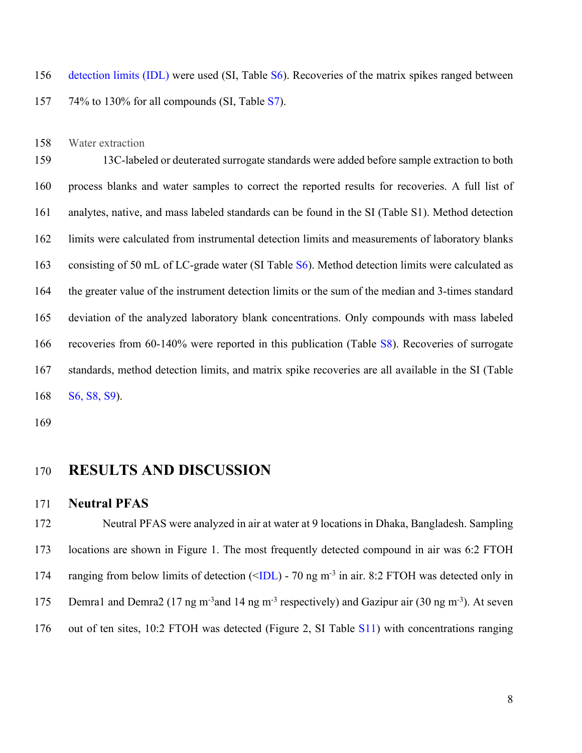detection limits (IDL) were used (SI, Table S6). Recoveries of the matrix spikes ranged between 74% to 130% for all compounds (SI, Table S7).

Water extraction

13C-labeled or deuterated surrogate standards were added before sample extraction to both process blanks and water samples to correct the reported results for recoveries. A full list of analytes, native, and mass labeled standards can be found in the SI (Table S1). Method detection limits were calculated from instrumental detection limits and measurements of laboratory blanks consisting of 50 mL of LC-grade water (SI Table S6). Method detection limits were calculated as the greater value of the instrument detection limits or the sum of the median and 3-times standard deviation of the analyzed laboratory blank concentrations. Only compounds with mass labeled recoveries from 60-140% were reported in this publication (Table S8). Recoveries of surrogate standards, method detection limits, and matrix spike recoveries are all available in the SI (Table S6, S8, S9).

# RESULTS AND DISCUSSION

## Neutral PFAS

Neutral PFAS were analyzed in air at water at 9 locations in Dhaka, Bangladesh. Sampling locations are shown in Figure 1. The most frequently detected compound in air was 6:2 FTOH ranging from below limits of detection (<IDL) - 70 ng $m^{-3}$ in air. 8:2 FTOH was detected only in Demra1 and Demra2 (17 ng $m^{-3}$and 14 ng $m^{-3}$ respectively) and Gazipur air (30 ng $m^{-3}$). At seven out of ten sites, 10:2 FTOH was detected (Figure 2, SI Table S11) with concentrations ranging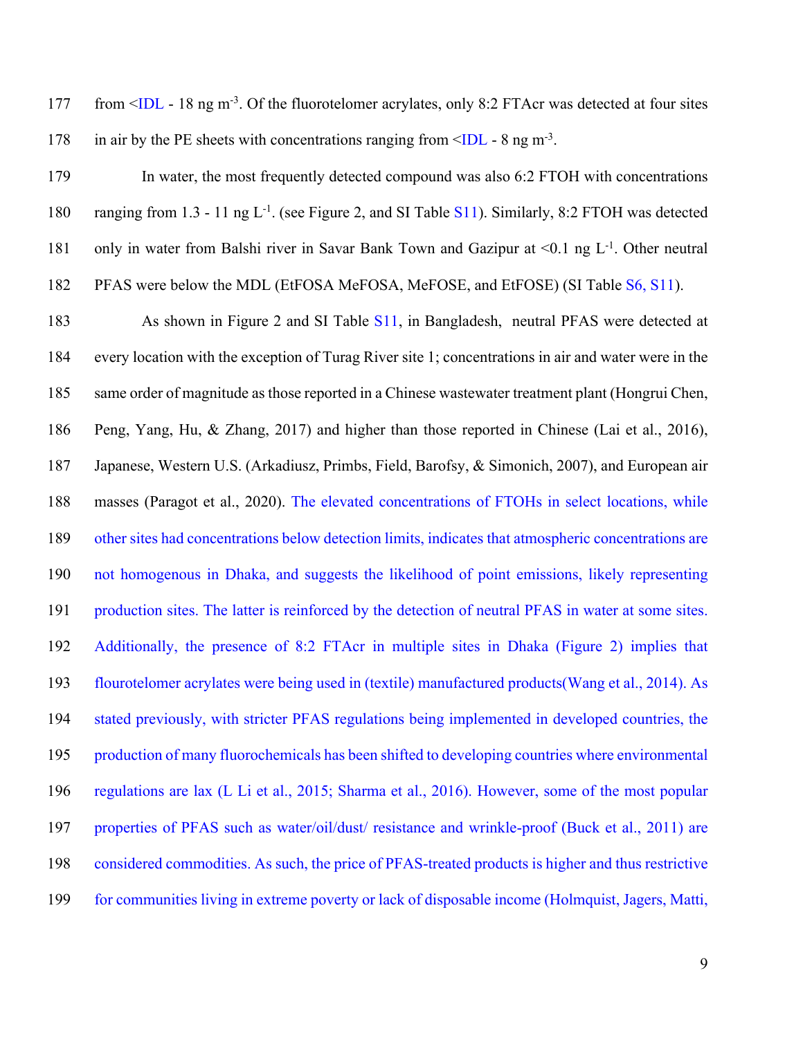from <IDL - 18 ng m$^{-3}$. Of the fluorotelomer acrylates, only 8:2 FTAcr was detected at four sites in air by the PE sheets with concentrations ranging from <IDL - 8 ng m$^{-3}$.

In water, the most frequently detected compound was also 6:2 FTOH with concentrations ranging from 1.3 - 11 ng L$^{-1}$. (see Figure 2, and SI Table S11). Similarly, 8:2 FTOH was detected only in water from Balshi river in Savar Bank Town and Gazipur at <0.1 ng L$^{-1}$. Other neutral PFAS were below the MDL (EtFOSA MeFOSA, MeFOSE, and EtFOSE) (SI Table S6, S11).

As shown in Figure 2 and SI Table S11, in Bangladesh, neutral PFAS were detected at every location with the exception of Turag River site 1; concentrations in air and water were in the same order of magnitude as those reported in a Chinese wastewater treatment plant (Hongrui Chen, Peng, Yang, Hu, & Zhang, 2017) and higher than those reported in Chinese (Lai et al., 2016), Japanese, Western U.S. (Arkadiusz, Primbs, Field, Barofsy, & Simonich, 2007), and European air masses (Paragot et al., 2020). The elevated concentrations of FTOHs in select locations, while other sites had concentrations below detection limits, indicates that atmospheric concentrations are not homogenous in Dhaka, and suggests the likelihood of point emissions, likely representing production sites. The latter is reinforced by the detection of neutral PFAS in water at some sites. Additionally, the presence of 8:2 FTAcr in multiple sites in Dhaka (Figure 2) implies that flourotelomer acrylates were being used in (textile) manufactured products(Wang et al., 2014). As stated previously, with stricter PFAS regulations being implemented in developed countries, the production of many fluorochemicals has been shifted to developing countries where environmental regulations are lax (L Li et al., 2015; Sharma et al., 2016). However, some of the most popular properties of PFAS such as water/oil/dust/ resistance and wrinkle-proof (Buck et al., 2011) are considered commodities. As such, the price of PFAS-treated products is higher and thus restrictive for communities living in extreme poverty or lack of disposable income (Holmquist, Jagers, Matti,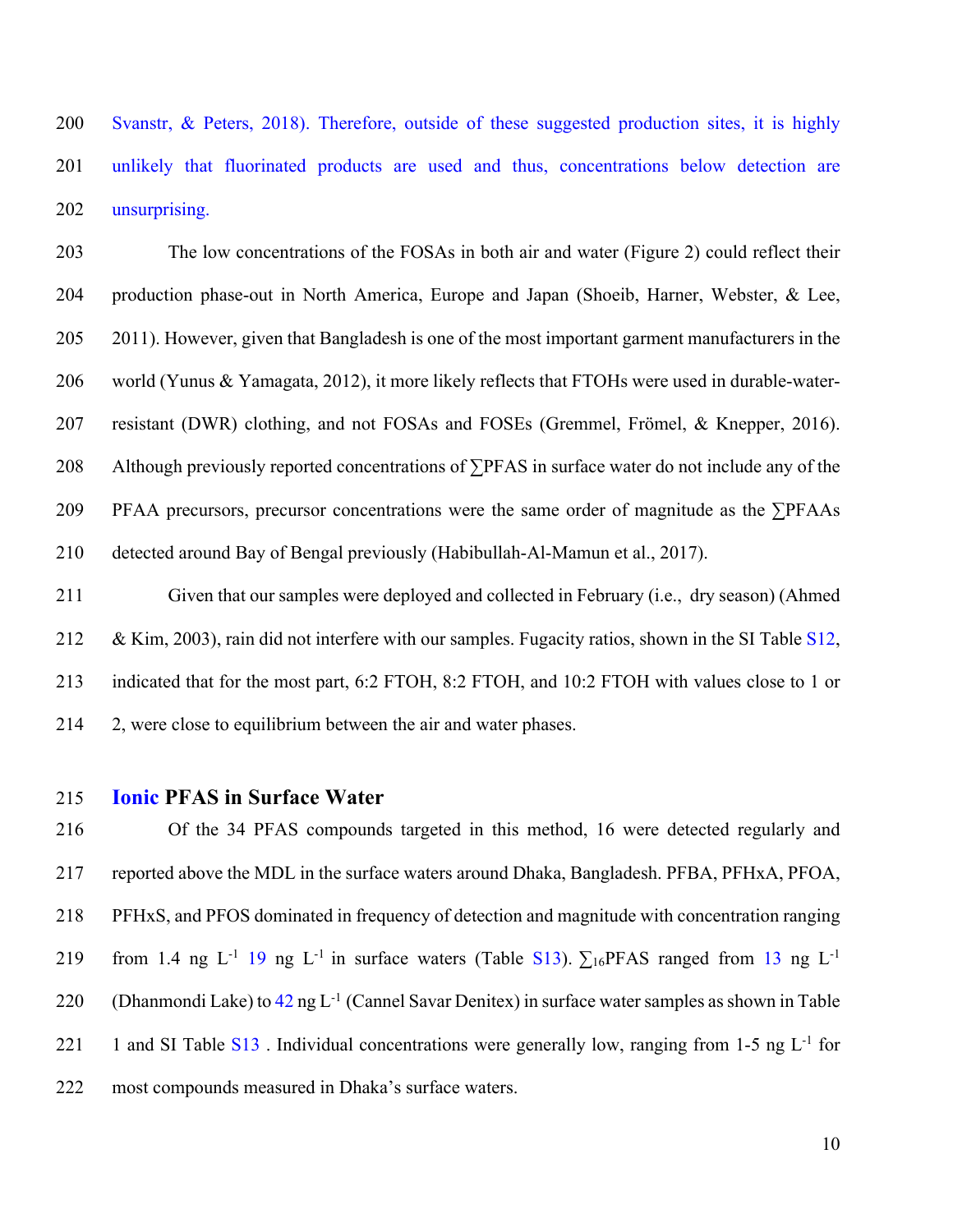Svanstr, & Peters, 2018). Therefore, outside of these suggested production sites, it is highly unlikely that fluorinated products are used and thus, concentrations below detection are unsurprising.

The low concentrations of the FOSAs in both air and water (Figure 2) could reflect their production phase-out in North America, Europe and Japan (Shoeib, Harner, Webster, & Lee, 2011). However, given that Bangladesh is one of the most important garment manufacturers in the world (Yunus & Yamagata, 2012), it more likely reflects that FTOHs were used in durable-water-resistant (DWR) clothing, and not FOSAs and FOSEs (Gremmel, Frömel, & Knepper, 2016). Although previously reported concentrations of ∑PFAS in surface water do not include any of the PFAA precursors, precursor concentrations were the same order of magnitude as the ∑PFAAs detected around Bay of Bengal previously (Habibullah-Al-Mamun et al., 2017).

Given that our samples were deployed and collected in February (i.e., dry season) (Ahmed & Kim, 2003), rain did not interfere with our samples. Fugacity ratios, shown in the SI Table S12, indicated that for the most part, 6:2 FTOH, 8:2 FTOH, and 10:2 FTOH with values close to 1 or 2, were close to equilibrium between the air and water phases.

## Ionic PFAS in Surface Water

Of the 34 PFAS compounds targeted in this method, 16 were detected regularly and reported above the MDL in the surface waters around Dhaka, Bangladesh. PFBA, PFHxA, PFOA, PFHxS, and PFOS dominated in frequency of detection and magnitude with concentration ranging from 1.4 ng $L^{-1}$ 19 ng $L^{-1}$ in surface waters (Table S13). $\sum_{16}$PFAS ranged from 13 ng $L^{-1}$ (Dhanmondi Lake) to 42 ng $L^{-1}$ (Cannel Savar Denitex) in surface water samples as shown in Table 1 and SI Table S13 . Individual concentrations were generally low, ranging from 1-5 ng $L^{-1}$ for most compounds measured in Dhaka's surface waters.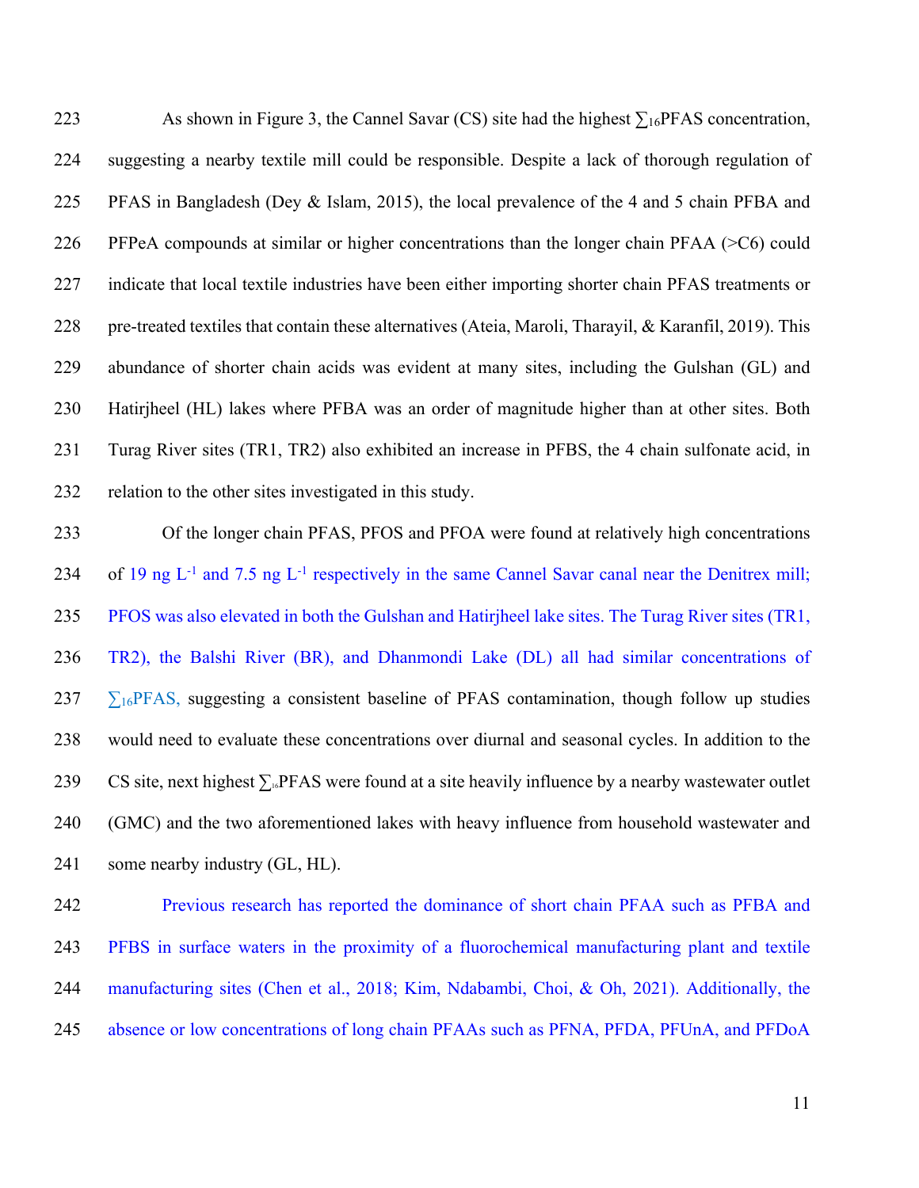As shown in Figure 3, the Cannel Savar (CS) site had the highest $\sum_{16}$PFAS concentration, suggesting a nearby textile mill could be responsible. Despite a lack of thorough regulation of PFAS in Bangladesh (Dey & Islam, 2015), the local prevalence of the 4 and 5 chain PFBA and PFPeA compounds at similar or higher concentrations than the longer chain PFAA (>C6) could indicate that local textile industries have been either importing shorter chain PFAS treatments or pre-treated textiles that contain these alternatives (Ateia, Maroli, Tharayil, & Karanfil, 2019). This abundance of shorter chain acids was evident at many sites, including the Gulshan (GL) and Hatirjheel (HL) lakes where PFBA was an order of magnitude higher than at other sites. Both Turag River sites (TR1, TR2) also exhibited an increase in PFBS, the 4 chain sulfonate acid, in relation to the other sites investigated in this study.

Of the longer chain PFAS, PFOS and PFOA were found at relatively high concentrations of 19 ng $L^{-1}$ and 7.5 ng $L^{-1}$ respectively in the same Cannel Savar canal near the Denitrex mill; PFOS was also elevated in both the Gulshan and Hatirjheel lake sites. The Turag River sites (TR1, TR2), the Balshi River (BR), and Dhanmondi Lake (DL) all had similar concentrations of $\sum_{16}$PFAS, suggesting a consistent baseline of PFAS contamination, though follow up studies would need to evaluate these concentrations over diurnal and seasonal cycles. In addition to the CS site, next highest $\sum_{16}$PFAS were found at a site heavily influence by a nearby wastewater outlet (GMC) and the two aforementioned lakes with heavy influence from household wastewater and some nearby industry (GL, HL).

Previous research has reported the dominance of short chain PFAA such as PFBA and PFBS in surface waters in the proximity of a fluorochemical manufacturing plant and textile manufacturing sites (Chen et al., 2018; Kim, Ndabambi, Choi, & Oh, 2021). Additionally, the absence or low concentrations of long chain PFAAs such as PFNA, PFDA, PFUnA, and PFDoA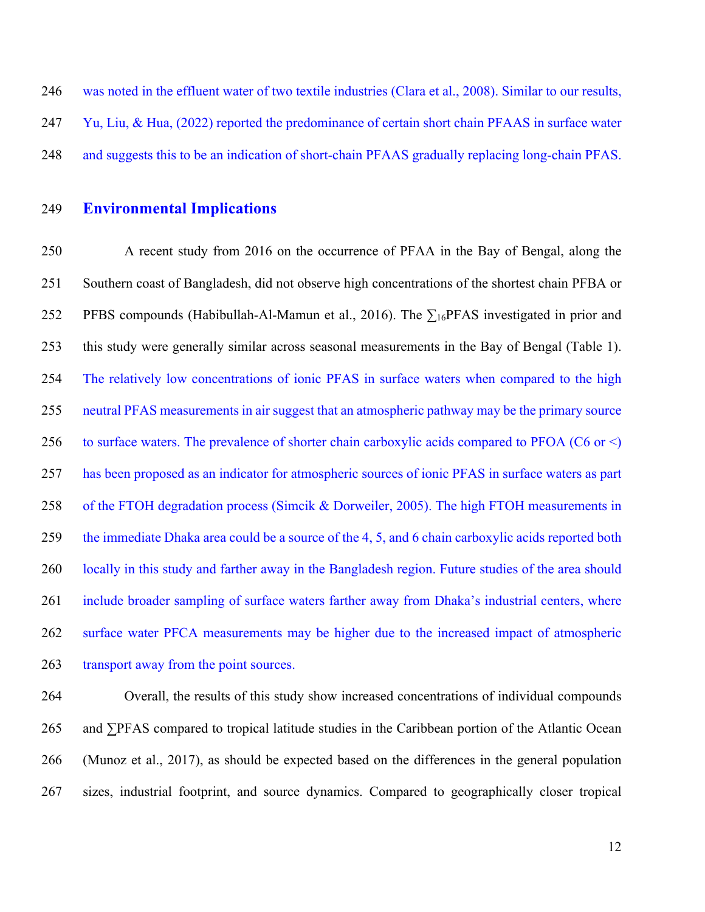was noted in the effluent water of two textile industries (Clara et al., 2008). Similar to our results, Yu, Liu, & Hua, (2022) reported the predominance of certain short chain PFAAS in surface water and suggests this to be an indication of short-chain PFAAS gradually replacing long-chain PFAS.

## Environmental Implications

A recent study from 2016 on the occurrence of PFAA in the Bay of Bengal, along the Southern coast of Bangladesh, did not observe high concentrations of the shortest chain PFBA or PFBS compounds (Habibullah-Al-Mamun et al., 2016). The $\sum_{16}$PFAS investigated in prior and this study were generally similar across seasonal measurements in the Bay of Bengal (Table 1). The relatively low concentrations of ionic PFAS in surface waters when compared to the high neutral PFAS measurements in air suggest that an atmospheric pathway may be the primary source to surface waters. The prevalence of shorter chain carboxylic acids compared to PFOA (C6 or <) has been proposed as an indicator for atmospheric sources of ionic PFAS in surface waters as part of the FTOH degradation process (Simcik & Dorweiler, 2005). The high FTOH measurements in the immediate Dhaka area could be a source of the 4, 5, and 6 chain carboxylic acids reported both locally in this study and farther away in the Bangladesh region. Future studies of the area should include broader sampling of surface waters farther away from Dhaka's industrial centers, where surface water PFCA measurements may be higher due to the increased impact of atmospheric transport away from the point sources.

Overall, the results of this study show increased concentrations of individual compounds and $\sum$PFAS compared to tropical latitude studies in the Caribbean portion of the Atlantic Ocean (Munoz et al., 2017), as should be expected based on the differences in the general population sizes, industrial footprint, and source dynamics. Compared to geographically closer tropical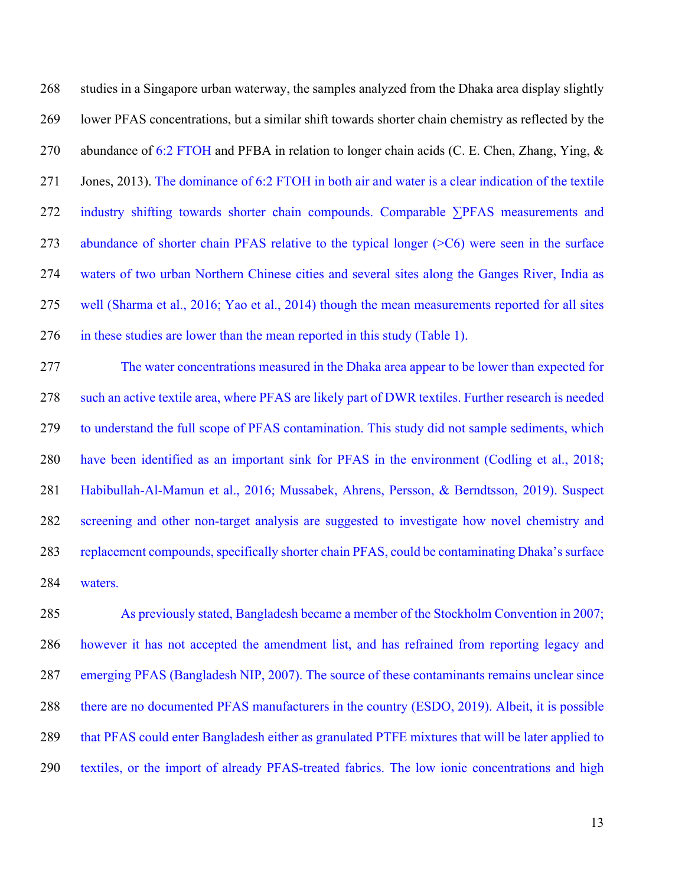studies in a Singapore urban waterway, the samples analyzed from the Dhaka area display slightly lower PFAS concentrations, but a similar shift towards shorter chain chemistry as reflected by the abundance of 6:2 FTOH and PFBA in relation to longer chain acids (C. E. Chen, Zhang, Ying, & Jones, 2013). The dominance of 6:2 FTOH in both air and water is a clear indication of the textile industry shifting towards shorter chain compounds. Comparable ∑PFAS measurements and abundance of shorter chain PFAS relative to the typical longer (>C6) were seen in the surface waters of two urban Northern Chinese cities and several sites along the Ganges River, India as well (Sharma et al., 2016; Yao et al., 2014) though the mean measurements reported for all sites in these studies are lower than the mean reported in this study (Table 1).

The water concentrations measured in the Dhaka area appear to be lower than expected for such an active textile area, where PFAS are likely part of DWR textiles. Further research is needed to understand the full scope of PFAS contamination. This study did not sample sediments, which have been identified as an important sink for PFAS in the environment (Codling et al., 2018; Habibullah-Al-Mamun et al., 2016; Mussabek, Ahrens, Persson, & Berndtsson, 2019). Suspect screening and other non-target analysis are suggested to investigate how novel chemistry and replacement compounds, specifically shorter chain PFAS, could be contaminating Dhaka's surface waters.

As previously stated, Bangladesh became a member of the Stockholm Convention in 2007; however it has not accepted the amendment list, and has refrained from reporting legacy and emerging PFAS (Bangladesh NIP, 2007). The source of these contaminants remains unclear since there are no documented PFAS manufacturers in the country (ESDO, 2019). Albeit, it is possible that PFAS could enter Bangladesh either as granulated PTFE mixtures that will be later applied to textiles, or the import of already PFAS-treated fabrics. The low ionic concentrations and high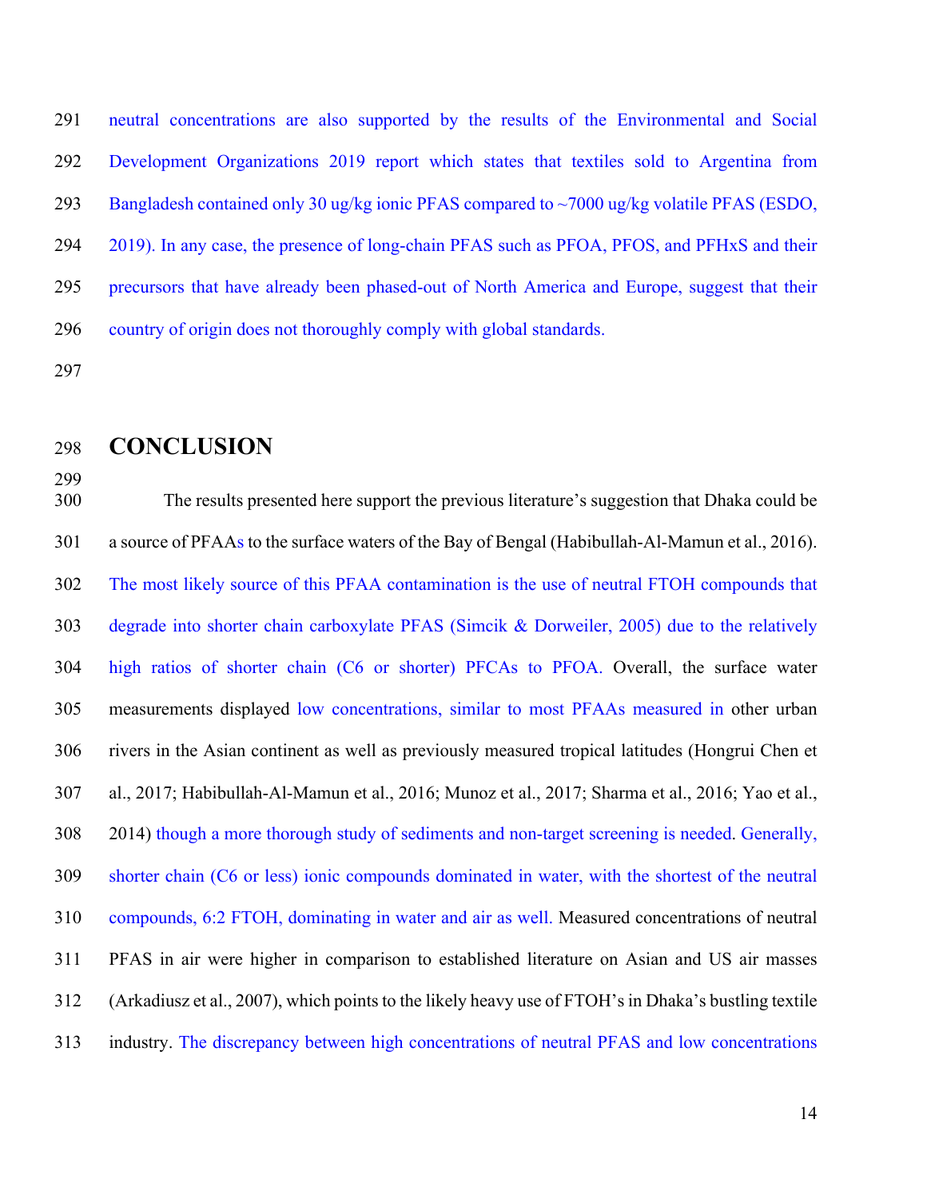neutral concentrations are also supported by the results of the Environmental and Social Development Organizations 2019 report which states that textiles sold to Argentina from Bangladesh contained only 30 ug/kg ionic PFAS compared to ~7000 ug/kg volatile PFAS (ESDO, 2019). In any case, the presence of long-chain PFAS such as PFOA, PFOS, and PFHxS and their precursors that have already been phased-out of North America and Europe, suggest that their country of origin does not thoroughly comply with global standards.

# CONCLUSION

The results presented here support the previous literature's suggestion that Dhaka could be a source of PFAAs to the surface waters of the Bay of Bengal (Habibullah-Al-Mamun et al., 2016). The most likely source of this PFAA contamination is the use of neutral FTOH compounds that degrade into shorter chain carboxylate PFAS (Simcik & Dorweiler, 2005) due to the relatively high ratios of shorter chain (C6 or shorter) PFCAs to PFOA. Overall, the surface water measurements displayed low concentrations, similar to most PFAAs measured in other urban rivers in the Asian continent as well as previously measured tropical latitudes (Hongrui Chen et al., 2017; Habibullah-Al-Mamun et al., 2016; Munoz et al., 2017; Sharma et al., 2016; Yao et al., 2014) though a more thorough study of sediments and non-target screening is needed. Generally, shorter chain (C6 or less) ionic compounds dominated in water, with the shortest of the neutral compounds, 6:2 FTOH, dominating in water and air as well. Measured concentrations of neutral PFAS in air were higher in comparison to established literature on Asian and US air masses (Arkadiusz et al., 2007), which points to the likely heavy use of FTOH's in Dhaka's bustling textile industry. The discrepancy between high concentrations of neutral PFAS and low concentrations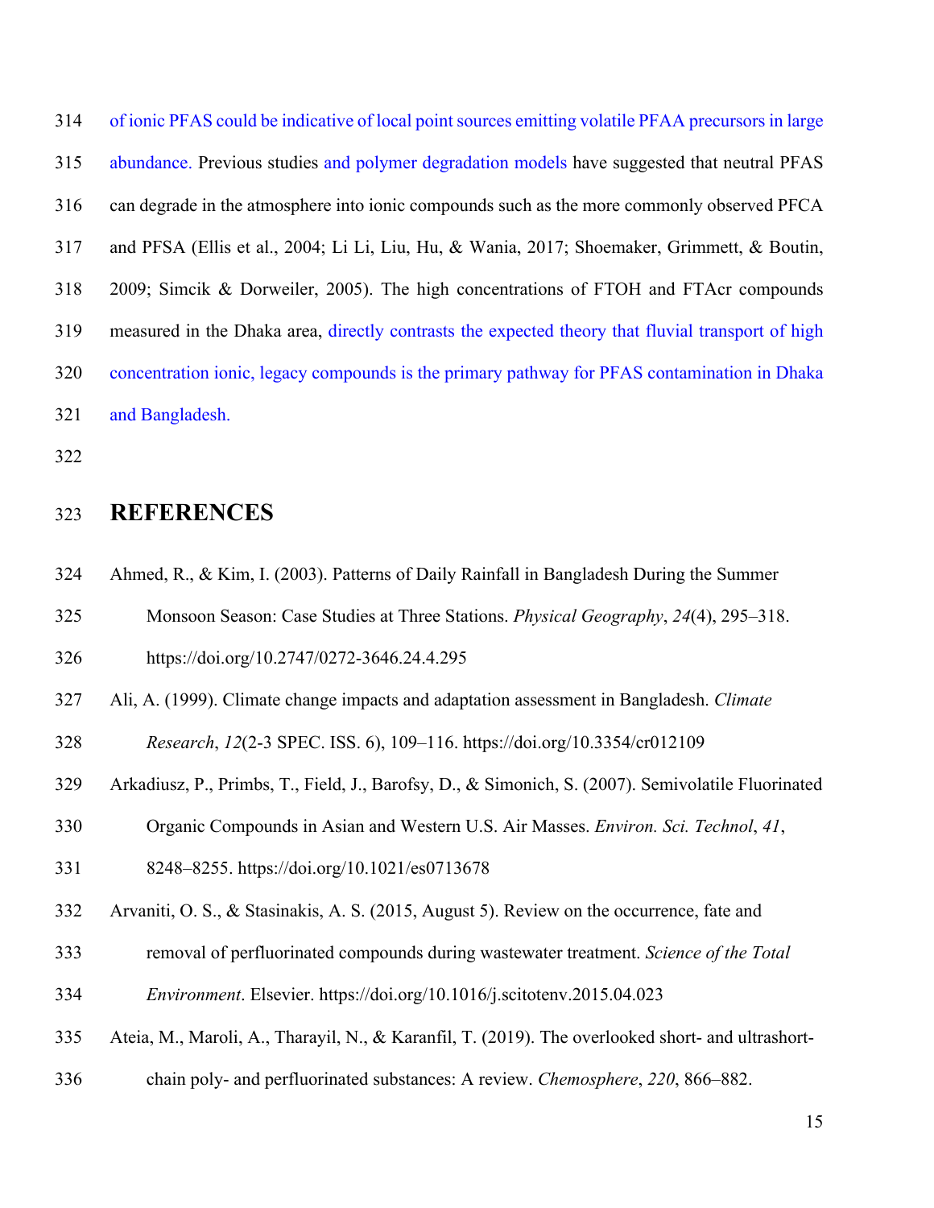of ionic PFAS could be indicative of local point sources emitting volatile PFAA precursors in large abundance. Previous studies and polymer degradation models have suggested that neutral PFAS can degrade in the atmosphere into ionic compounds such as the more commonly observed PFCA and PFSA (Ellis et al., 2004; Li Li, Liu, Hu, & Wania, 2017; Shoemaker, Grimmett, & Boutin, 2009; Simcik & Dorweiler, 2005). The high concentrations of FTOH and FTAcr compounds measured in the Dhaka area, directly contrasts the expected theory that fluvial transport of high concentration ionic, legacy compounds is the primary pathway for PFAS contamination in Dhaka and Bangladesh.

# REFERENCES

Ahmed, R., & Kim, I. (2003). Patterns of Daily Rainfall in Bangladesh During the Summer Monsoon Season: Case Studies at Three Stations. *Physical Geography*, *24*(4), 295–318. https://doi.org/10.2747/0272-3646.24.4.295

Ali, A. (1999). Climate change impacts and adaptation assessment in Bangladesh. *Climate Research*, *12*(2-3 SPEC. ISS. 6), 109–116. https://doi.org/10.3354/cr012109

Arkadiusz, P., Primbs, T., Field, J., Barofsy, D., & Simonich, S. (2007). Semivolatile Fluorinated Organic Compounds in Asian and Western U.S. Air Masses. *Environ. Sci. Technol*, *41*, 8248–8255. https://doi.org/10.1021/es0713678

Arvaniti, O. S., & Stasinakis, A. S. (2015, August 5). Review on the occurrence, fate and removal of perfluorinated compounds during wastewater treatment. *Science of the Total Environment*. Elsevier. https://doi.org/10.1016/j.scitotenv.2015.04.023

Ateia, M., Maroli, A., Tharayil, N., & Karanfil, T. (2019). The overlooked short- and ultrashort-chain poly- and perfluorinated substances: A review. *Chemosphere*, *220*, 866–882.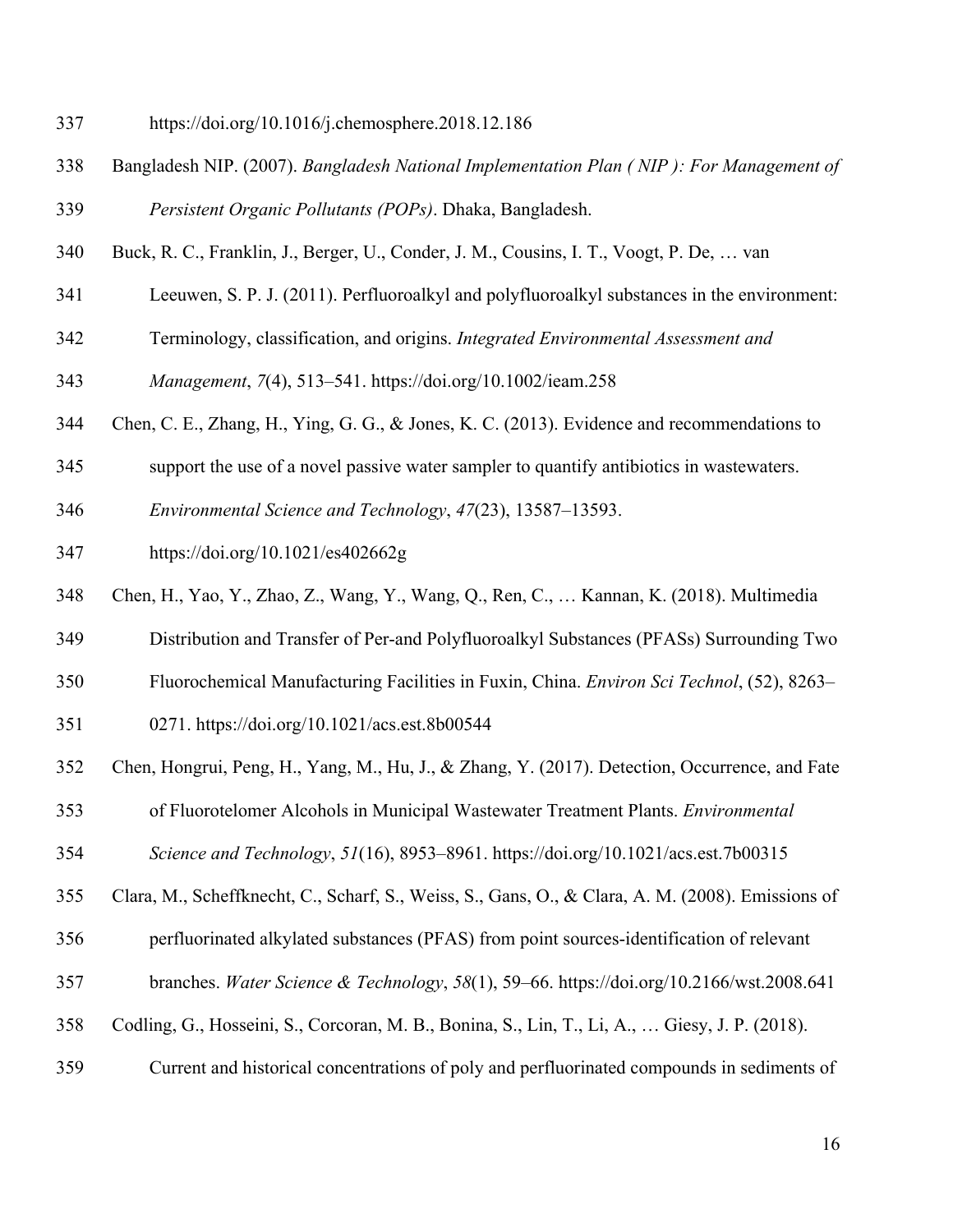https://doi.org/10.1016/j.chemosphere.2018.12.186

Bangladesh NIP. (2007). *Bangladesh National Implementation Plan ( NIP ): For Management of Persistent Organic Pollutants (POPs)*. Dhaka, Bangladesh.

Buck, R. C., Franklin, J., Berger, U., Conder, J. M., Cousins, I. T., Voogt, P. De, … van Leeuwen, S. P. J. (2011). Perfluoroalkyl and polyfluoroalkyl substances in the environment: Terminology, classification, and origins. *Integrated Environmental Assessment and Management*, *7*(4), 513–541. https://doi.org/10.1002/ieam.258

Chen, C. E., Zhang, H., Ying, G. G., & Jones, K. C. (2013). Evidence and recommendations to support the use of a novel passive water sampler to quantify antibiotics in wastewaters. *Environmental Science and Technology*, *47*(23), 13587–13593. https://doi.org/10.1021/es402662g

Chen, H., Yao, Y., Zhao, Z., Wang, Y., Wang, Q., Ren, C., … Kannan, K. (2018). Multimedia Distribution and Transfer of Per-and Polyfluoroalkyl Substances (PFASs) Surrounding Two Fluorochemical Manufacturing Facilities in Fuxin, China. *Environ Sci Technol*, (52), 8263–0271. https://doi.org/10.1021/acs.est.8b00544

Chen, Hongrui, Peng, H., Yang, M., Hu, J., & Zhang, Y. (2017). Detection, Occurrence, and Fate of Fluorotelomer Alcohols in Municipal Wastewater Treatment Plants. *Environmental Science and Technology*, *51*(16), 8953–8961. https://doi.org/10.1021/acs.est.7b00315

Clara, M., Scheffknecht, C., Scharf, S., Weiss, S., Gans, O., & Clara, A. M. (2008). Emissions of perfluorinated alkylated substances (PFAS) from point sources-identification of relevant branches. *Water Science & Technology*, *58*(1), 59–66. https://doi.org/10.2166/wst.2008.641

Codling, G., Hosseini, S., Corcoran, M. B., Bonina, S., Lin, T., Li, A., … Giesy, J. P. (2018). Current and historical concentrations of poly and perfluorinated compounds in sediments of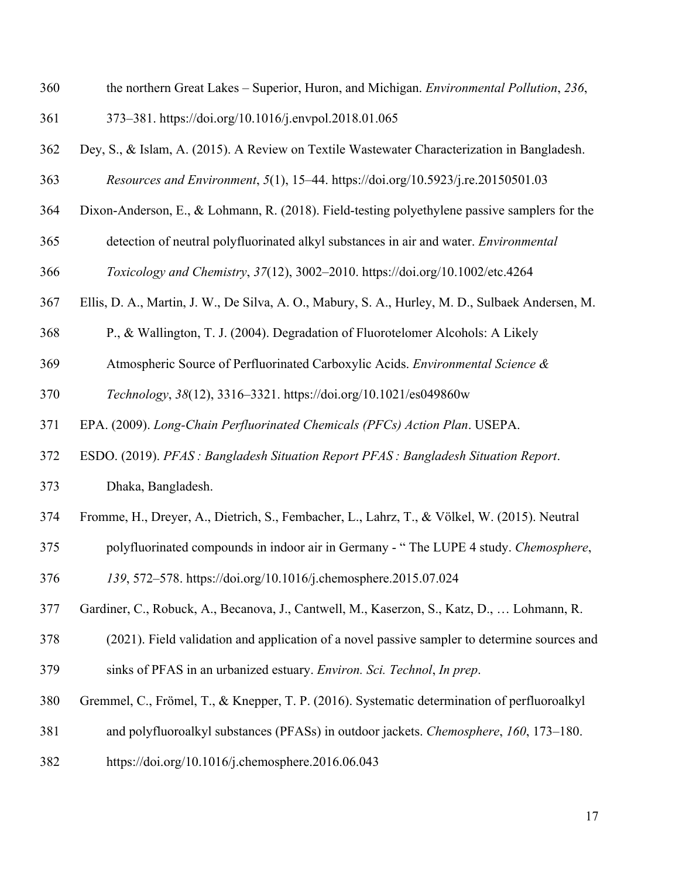the northern Great Lakes – Superior, Huron, and Michigan. *Environmental Pollution*, *236*, 373–381. https://doi.org/10.1016/j.envpol.2018.01.065

Dey, S., & Islam, A. (2015). A Review on Textile Wastewater Characterization in Bangladesh. *Resources and Environment*, *5*(1), 15–44. https://doi.org/10.5923/j.re.20150501.03

Dixon-Anderson, E., & Lohmann, R. (2018). Field-testing polyethylene passive samplers for the detection of neutral polyfluorinated alkyl substances in air and water. *Environmental Toxicology and Chemistry*, *37*(12), 3002–2010. https://doi.org/10.1002/etc.4264

Ellis, D. A., Martin, J. W., De Silva, A. O., Mabury, S. A., Hurley, M. D., Sulbaek Andersen, M. P., & Wallington, T. J. (2004). Degradation of Fluorotelomer Alcohols: A Likely Atmospheric Source of Perfluorinated Carboxylic Acids. *Environmental Science & Technology*, *38*(12), 3316–3321. https://doi.org/10.1021/es049860w

EPA. (2009). *Long-Chain Perfluorinated Chemicals (PFCs) Action Plan*. USEPA.

ESDO. (2019). *PFAS : Bangladesh Situation Report PFAS : Bangladesh Situation Report*. Dhaka, Bangladesh.

Fromme, H., Dreyer, A., Dietrich, S., Fembacher, L., Lahrz, T., & Völkel, W. (2015). Neutral polyfluorinated compounds in indoor air in Germany - " The LUPE 4 study. *Chemosphere*, *139*, 572–578. https://doi.org/10.1016/j.chemosphere.2015.07.024

Gardiner, C., Robuck, A., Becanova, J., Cantwell, M., Kaserzon, S., Katz, D., … Lohmann, R. (2021). Field validation and application of a novel passive sampler to determine sources and sinks of PFAS in an urbanized estuary. *Environ. Sci. Technol*, *In prep*.

Gremmel, C., Frömel, T., & Knepper, T. P. (2016). Systematic determination of perfluoroalkyl and polyfluoroalkyl substances (PFASs) in outdoor jackets. *Chemosphere*, *160*, 173–180. https://doi.org/10.1016/j.chemosphere.2016.06.043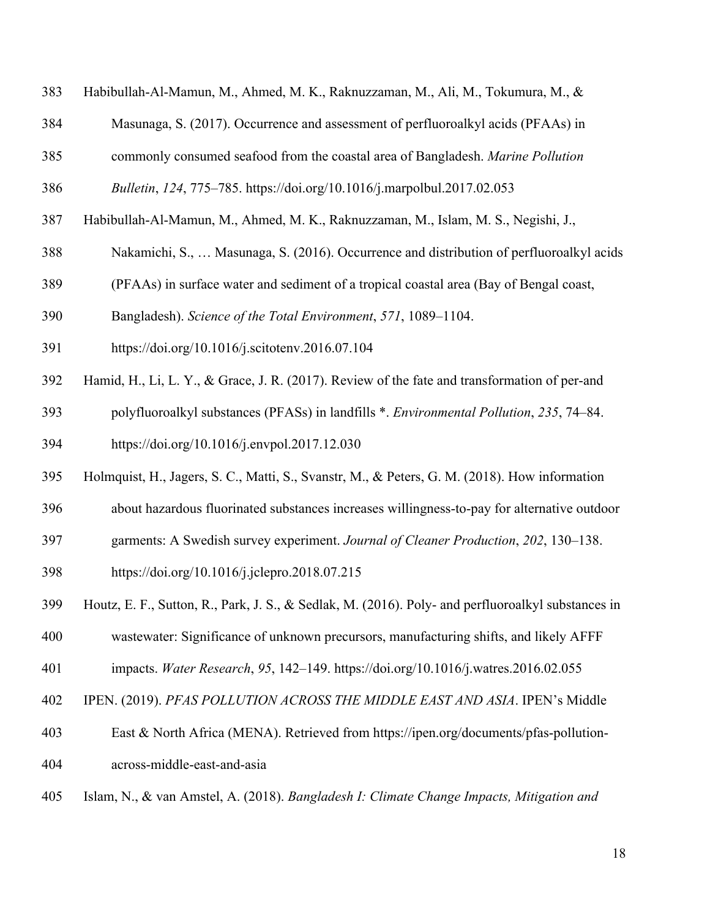Habibullah-Al-Mamun, M., Ahmed, M. K., Raknuzzaman, M., Ali, M., Tokumura, M., & Masunaga, S. (2017). Occurrence and assessment of perfluoroalkyl acids (PFAAs) in commonly consumed seafood from the coastal area of Bangladesh. *Marine Pollution Bulletin*, *124*, 775–785. https://doi.org/10.1016/j.marpolbul.2017.02.053

Habibullah-Al-Mamun, M., Ahmed, M. K., Raknuzzaman, M., Islam, M. S., Negishi, J., Nakamichi, S., … Masunaga, S. (2016). Occurrence and distribution of perfluoroalkyl acids (PFAAs) in surface water and sediment of a tropical coastal area (Bay of Bengal coast, Bangladesh). *Science of the Total Environment*, *571*, 1089–1104. https://doi.org/10.1016/j.scitotenv.2016.07.104

Hamid, H., Li, L. Y., & Grace, J. R. (2017). Review of the fate and transformation of per-and polyfluoroalkyl substances (PFASs) in landfills *. *Environmental Pollution*, *235*, 74–84. https://doi.org/10.1016/j.envpol.2017.12.030

Holmquist, H., Jagers, S. C., Matti, S., Svanstr, M., & Peters, G. M. (2018). How information about hazardous fluorinated substances increases willingness-to-pay for alternative outdoor garments: A Swedish survey experiment. *Journal of Cleaner Production*, *202*, 130–138. https://doi.org/10.1016/j.jclepro.2018.07.215

Houtz, E. F., Sutton, R., Park, J. S., & Sedlak, M. (2016). Poly- and perfluoroalkyl substances in wastewater: Significance of unknown precursors, manufacturing shifts, and likely AFFF impacts. *Water Research*, *95*, 142–149. https://doi.org/10.1016/j.watres.2016.02.055

IPEN. (2019). *PFAS POLLUTION ACROSS THE MIDDLE EAST AND ASIA*. IPEN's Middle East & North Africa (MENA). Retrieved from https://ipen.org/documents/pfas-pollution-across-middle-east-and-asia

Islam, N., & van Amstel, A. (2018). *Bangladesh I: Climate Change Impacts, Mitigation and*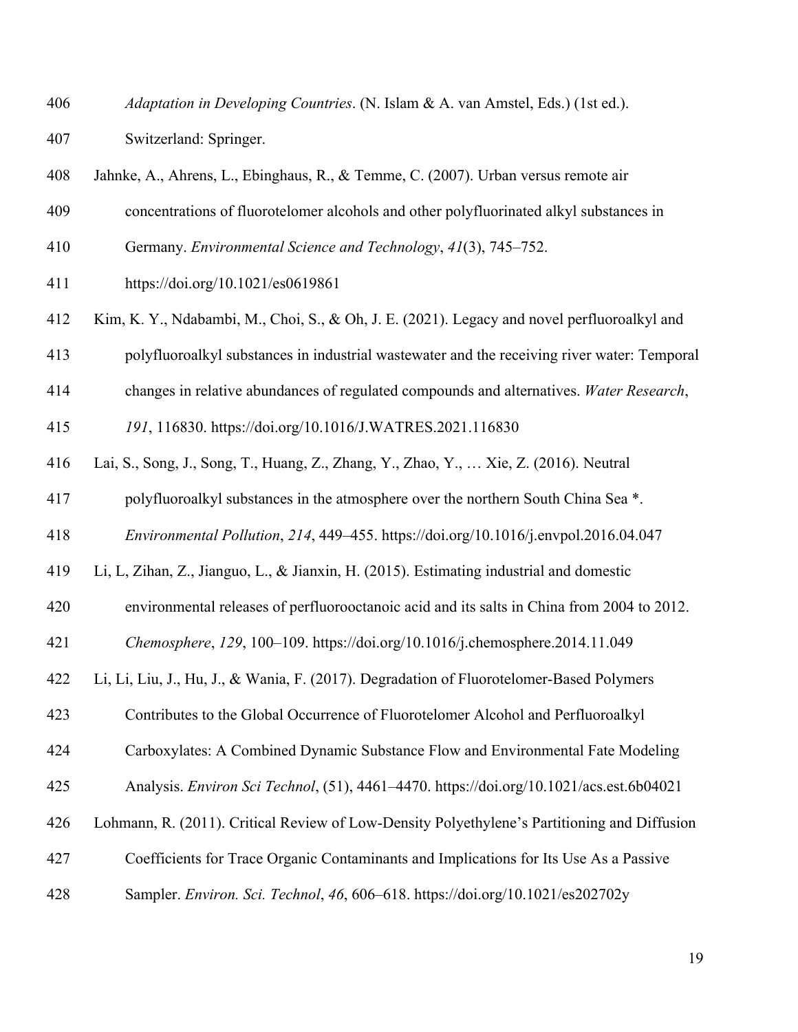*Adaptation in Developing Countries*. (N. Islam & A. van Amstel, Eds.) (1st ed.). Switzerland: Springer.

Jahnke, A., Ahrens, L., Ebinghaus, R., & Temme, C. (2007). Urban versus remote air concentrations of fluorotelomer alcohols and other polyfluorinated alkyl substances in Germany. *Environmental Science and Technology*, *41*(3), 745–752. https://doi.org/10.1021/es0619861

Kim, K. Y., Ndabambi, M., Choi, S., & Oh, J. E. (2021). Legacy and novel perfluoroalkyl and polyfluoroalkyl substances in industrial wastewater and the receiving river water: Temporal changes in relative abundances of regulated compounds and alternatives. *Water Research*, *191*, 116830. https://doi.org/10.1016/J.WATRES.2021.116830

Lai, S., Song, J., Song, T., Huang, Z., Zhang, Y., Zhao, Y., … Xie, Z. (2016). Neutral polyfluoroalkyl substances in the atmosphere over the northern South China Sea *. *Environmental Pollution*, *214*, 449–455. https://doi.org/10.1016/j.envpol.2016.04.047

Li, L, Zihan, Z., Jianguo, L., & Jianxin, H. (2015). Estimating industrial and domestic environmental releases of perfluorooctanoic acid and its salts in China from 2004 to 2012. *Chemosphere*, *129*, 100–109. https://doi.org/10.1016/j.chemosphere.2014.11.049

Li, Li, Liu, J., Hu, J., & Wania, F. (2017). Degradation of Fluorotelomer-Based Polymers Contributes to the Global Occurrence of Fluorotelomer Alcohol and Perfluoroalkyl Carboxylates: A Combined Dynamic Substance Flow and Environmental Fate Modeling Analysis. *Environ Sci Technol*, (51), 4461–4470. https://doi.org/10.1021/acs.est.6b04021

Lohmann, R. (2011). Critical Review of Low-Density Polyethylene's Partitioning and Diffusion Coefficients for Trace Organic Contaminants and Implications for Its Use As a Passive Sampler. *Environ. Sci. Technol*, *46*, 606–618. https://doi.org/10.1021/es202702y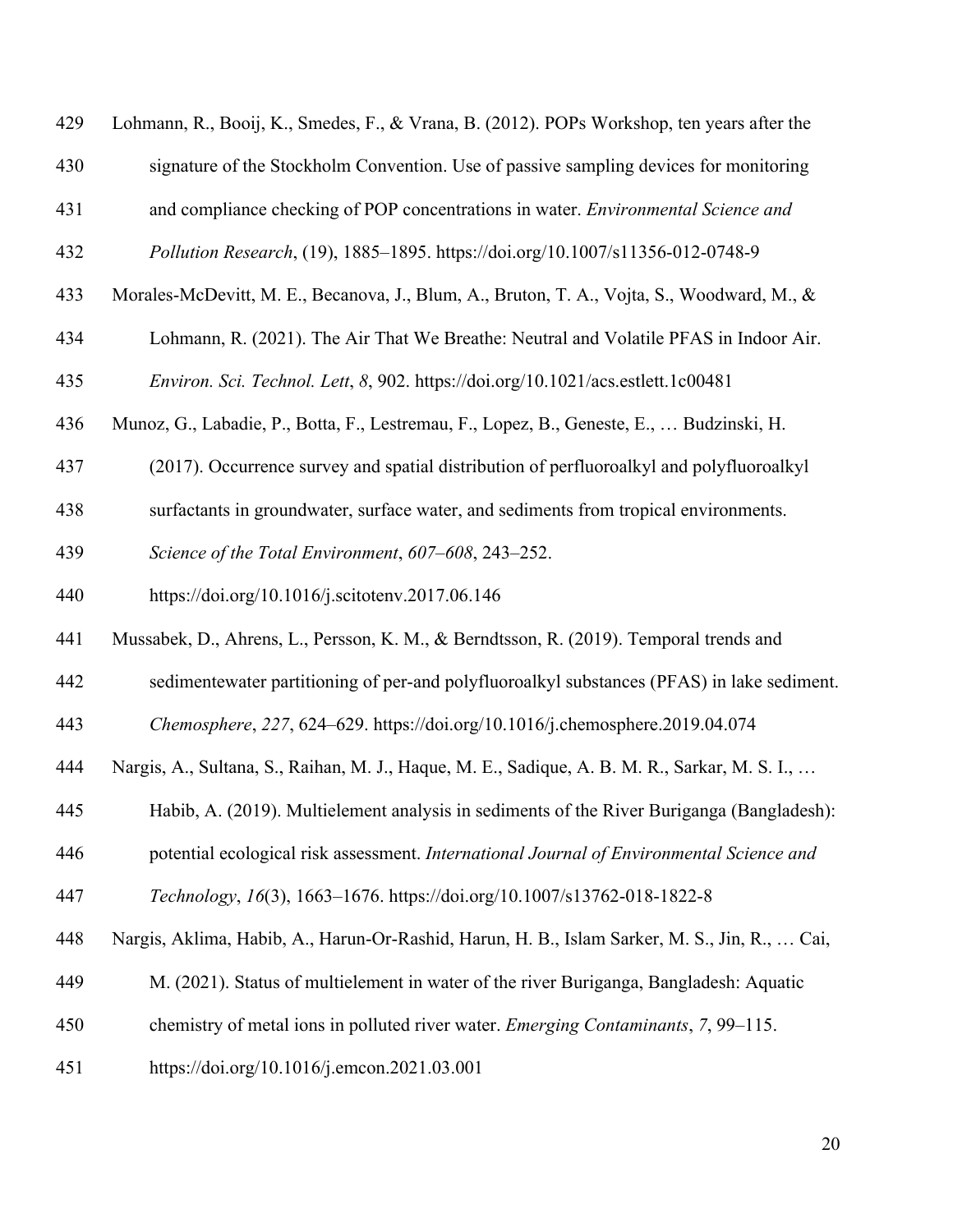Lohmann, R., Booij, K., Smedes, F., & Vrana, B. (2012). POPs Workshop, ten years after the signature of the Stockholm Convention. Use of passive sampling devices for monitoring and compliance checking of POP concentrations in water. *Environmental Science and Pollution Research*, (19), 1885–1895. https://doi.org/10.1007/s11356-012-0748-9

Morales-McDevitt, M. E., Becanova, J., Blum, A., Bruton, T. A., Vojta, S., Woodward, M., & Lohmann, R. (2021). The Air That We Breathe: Neutral and Volatile PFAS in Indoor Air. *Environ. Sci. Technol. Lett*, *8*, 902. https://doi.org/10.1021/acs.estlett.1c00481

Munoz, G., Labadie, P., Botta, F., Lestremau, F., Lopez, B., Geneste, E., … Budzinski, H. (2017). Occurrence survey and spatial distribution of perfluoroalkyl and polyfluoroalkyl surfactants in groundwater, surface water, and sediments from tropical environments. *Science of the Total Environment*, *607–608*, 243–252. https://doi.org/10.1016/j.scitotenv.2017.06.146

Mussabek, D., Ahrens, L., Persson, K. M., & Berndtsson, R. (2019). Temporal trends and sedimentewater partitioning of per-and polyfluoroalkyl substances (PFAS) in lake sediment. *Chemosphere*, *227*, 624–629. https://doi.org/10.1016/j.chemosphere.2019.04.074

Nargis, A., Sultana, S., Raihan, M. J., Haque, M. E., Sadique, A. B. M. R., Sarkar, M. S. I., … Habib, A. (2019). Multielement analysis in sediments of the River Buriganga (Bangladesh): potential ecological risk assessment. *International Journal of Environmental Science and Technology*, *16*(3), 1663–1676. https://doi.org/10.1007/s13762-018-1822-8

Nargis, Aklima, Habib, A., Harun-Or-Rashid, Harun, H. B., Islam Sarker, M. S., Jin, R., … Cai, M. (2021). Status of multielement in water of the river Buriganga, Bangladesh: Aquatic chemistry of metal ions in polluted river water. *Emerging Contaminants*, *7*, 99–115. https://doi.org/10.1016/j.emcon.2021.03.001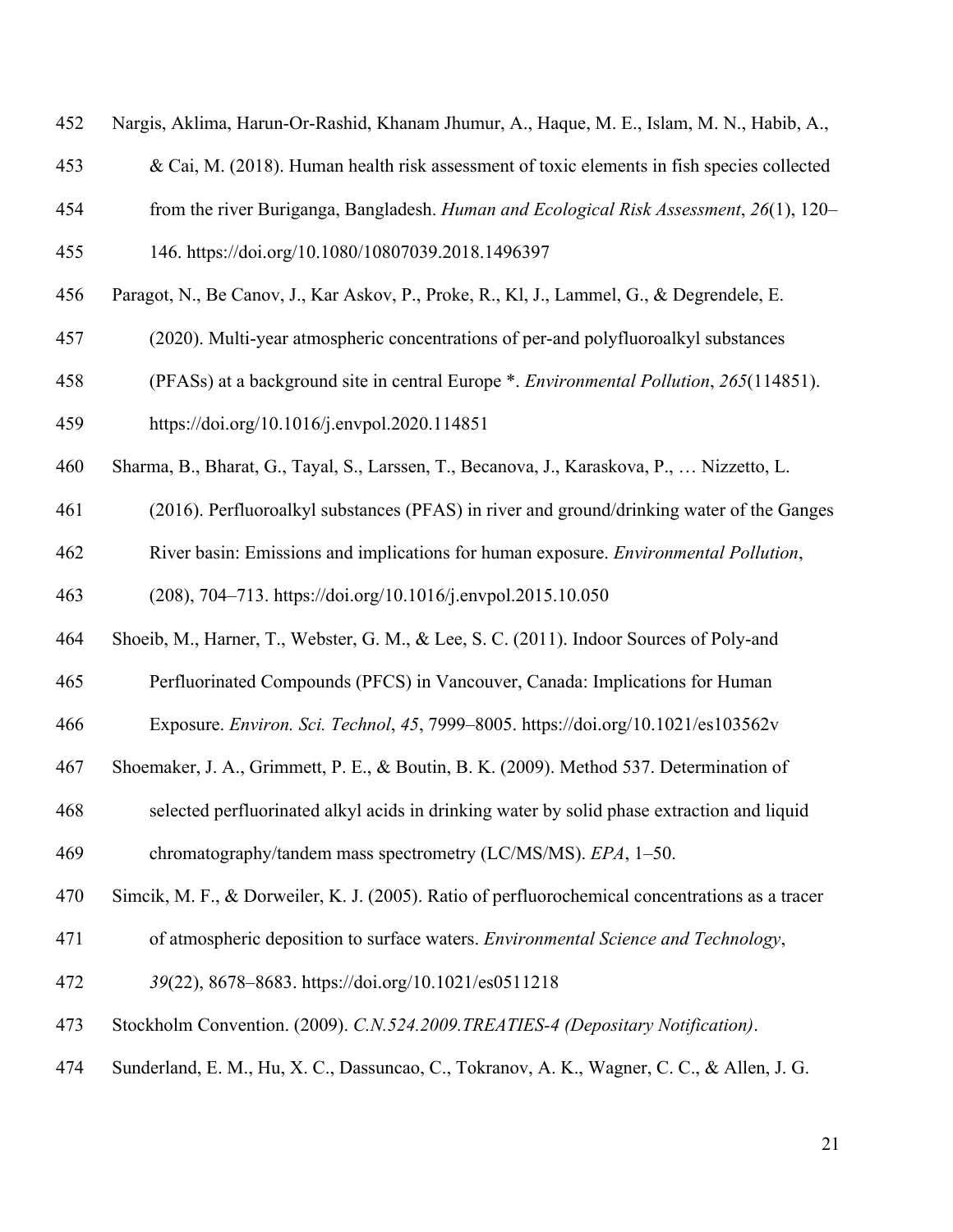Nargis, Aklima, Harun-Or-Rashid, Khanam Jhumur, A., Haque, M. E., Islam, M. N., Habib, A., & Cai, M. (2018). Human health risk assessment of toxic elements in fish species collected from the river Buriganga, Bangladesh. *Human and Ecological Risk Assessment*, *26*(1), 120–146. https://doi.org/10.1080/10807039.2018.1496397

Paragot, N., Be Canov, J., Kar Askov, P., Proke, R., Kl, J., Lammel, G., & Degrendele, E. (2020). Multi-year atmospheric concentrations of per-and polyfluoroalkyl substances (PFASs) at a background site in central Europe *. *Environmental Pollution*, *265*(114851). https://doi.org/10.1016/j.envpol.2020.114851

Sharma, B., Bharat, G., Tayal, S., Larssen, T., Becanova, J., Karaskova, P., … Nizzetto, L. (2016). Perfluoroalkyl substances (PFAS) in river and ground/drinking water of the Ganges River basin: Emissions and implications for human exposure. *Environmental Pollution*, (208), 704–713. https://doi.org/10.1016/j.envpol.2015.10.050

Shoeib, M., Harner, T., Webster, G. M., & Lee, S. C. (2011). Indoor Sources of Poly-and Perfluorinated Compounds (PFCS) in Vancouver, Canada: Implications for Human Exposure. *Environ. Sci. Technol*, *45*, 7999–8005. https://doi.org/10.1021/es103562v

Shoemaker, J. A., Grimmett, P. E., & Boutin, B. K. (2009). Method 537. Determination of selected perfluorinated alkyl acids in drinking water by solid phase extraction and liquid chromatography/tandem mass spectrometry (LC/MS/MS). *EPA*, 1–50.

Simcik, M. F., & Dorweiler, K. J. (2005). Ratio of perfluorochemical concentrations as a tracer of atmospheric deposition to surface waters. *Environmental Science and Technology*, *39*(22), 8678–8683. https://doi.org/10.1021/es0511218

Stockholm Convention. (2009). *C.N.524.2009.TREATIES-4 (Depositary Notification)*.

Sunderland, E. M., Hu, X. C., Dassuncao, C., Tokranov, A. K., Wagner, C. C., & Allen, J. G.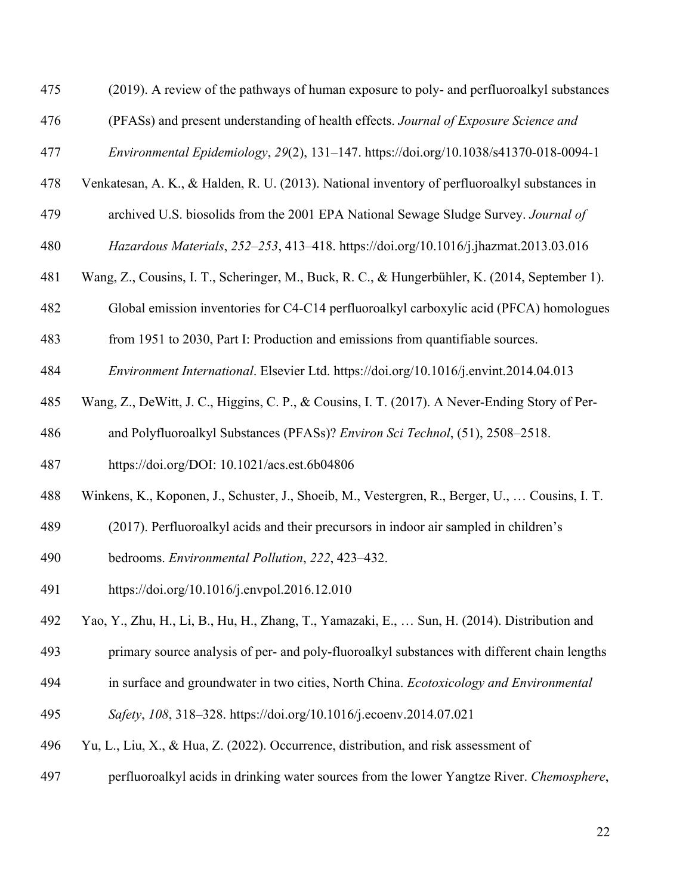(2019). A review of the pathways of human exposure to poly- and perfluoroalkyl substances (PFASs) and present understanding of health effects. *Journal of Exposure Science and Environmental Epidemiology*, *29*(2), 131–147. https://doi.org/10.1038/s41370-018-0094-1

Venkatesan, A. K., & Halden, R. U. (2013). National inventory of perfluoroalkyl substances in archived U.S. biosolids from the 2001 EPA National Sewage Sludge Survey. *Journal of Hazardous Materials*, *252–253*, 413–418. https://doi.org/10.1016/j.jhazmat.2013.03.016

Wang, Z., Cousins, I. T., Scheringer, M., Buck, R. C., & Hungerbühler, K. (2014, September 1). Global emission inventories for C4-C14 perfluoroalkyl carboxylic acid (PFCA) homologues from 1951 to 2030, Part I: Production and emissions from quantifiable sources. *Environment International*. Elsevier Ltd. https://doi.org/10.1016/j.envint.2014.04.013

Wang, Z., DeWitt, J. C., Higgins, C. P., & Cousins, I. T. (2017). A Never-Ending Story of Per- and Polyfluoroalkyl Substances (PFASs)? *Environ Sci Technol*, (51), 2508–2518. https://doi.org/DOI: 10.1021/acs.est.6b04806

Winkens, K., Koponen, J., Schuster, J., Shoeib, M., Vestergren, R., Berger, U., … Cousins, I. T. (2017). Perfluoroalkyl acids and their precursors in indoor air sampled in children's bedrooms. *Environmental Pollution*, *222*, 423–432. https://doi.org/10.1016/j.envpol.2016.12.010

Yao, Y., Zhu, H., Li, B., Hu, H., Zhang, T., Yamazaki, E., … Sun, H. (2014). Distribution and primary source analysis of per- and poly-fluoroalkyl substances with different chain lengths in surface and groundwater in two cities, North China. *Ecotoxicology and Environmental Safety*, *108*, 318–328. https://doi.org/10.1016/j.ecoenv.2014.07.021

Yu, L., Liu, X., & Hua, Z. (2022). Occurrence, distribution, and risk assessment of perfluoroalkyl acids in drinking water sources from the lower Yangtze River. *Chemosphere*,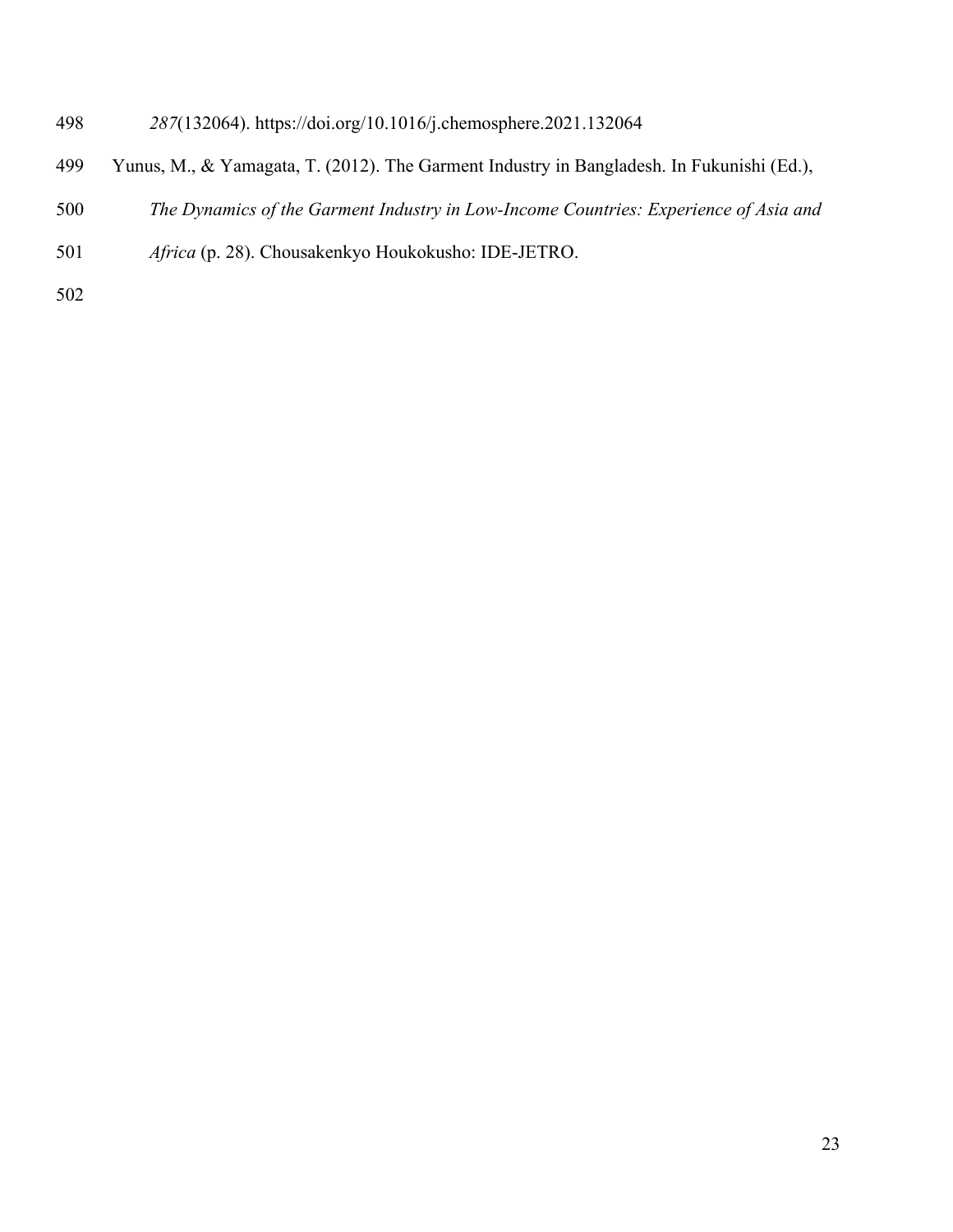*287*(132064). https://doi.org/10.1016/j.chemosphere.2021.132064

Yunus, M., & Yamagata, T. (2012). The Garment Industry in Bangladesh. In Fukunishi (Ed.), *The Dynamics of the Garment Industry in Low-Income Countries: Experience of Asia and Africa* (p. 28). Chousakenkyo Houkokusho: IDE-JETRO.